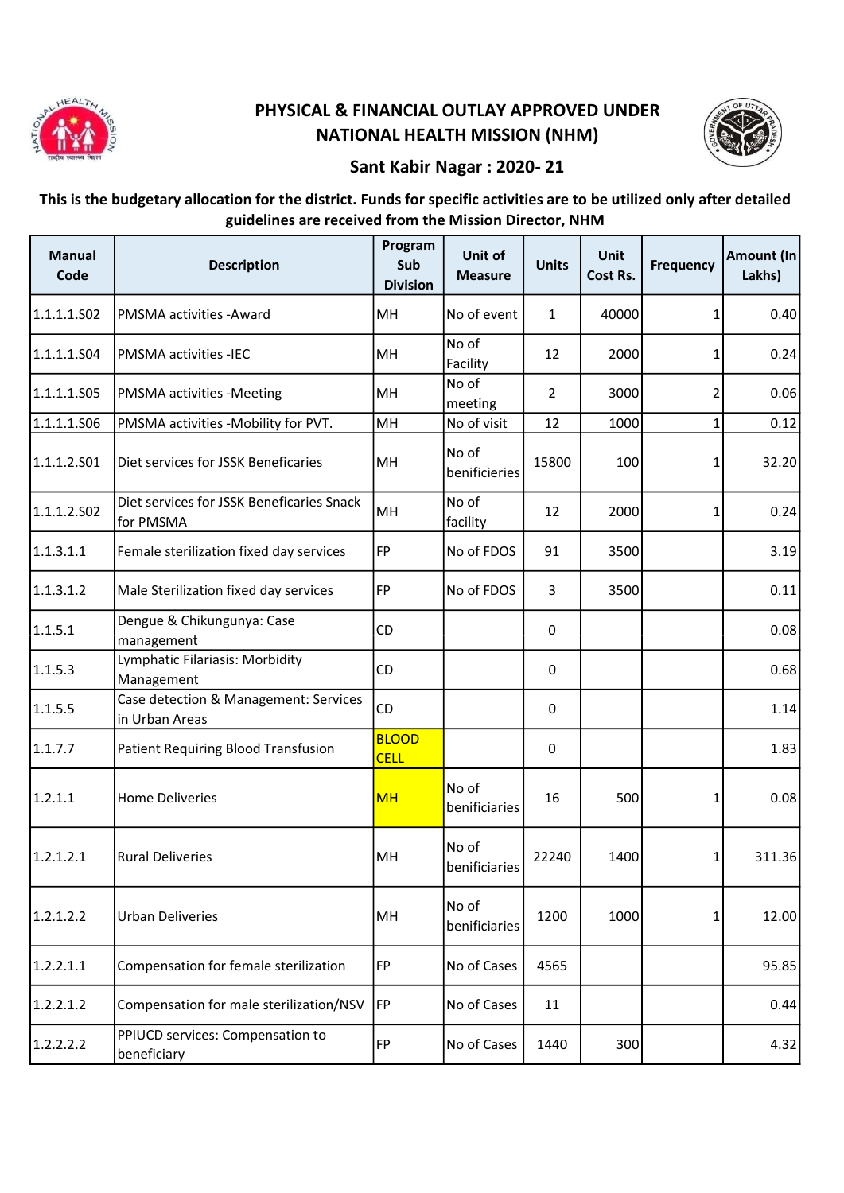# PHYSICAL & FINANCIAL OUTLAY APPROVED UNDER NATIONAL HEALTH MISSION (NHM)

## Sant Kabir Nagar : 2020- 21

**This is the budgetary allocation for the district. Funds for specific activities are to be utilized only after detailed guidelines are received from the Mission Director, NHM**

| Manual Code | Description | Program Sub Division | Unit of Measure | Units | Unit Cost Rs. | Frequency | Amount (In Lakhs) |
|---|---|---|---|---|---|---|---|
| 1.1.1.1.S02 | PMSMA activities -Award | MH | No of event | 1 | 40000 | 1 | 0.40 |
| 1.1.1.1.S04 | PMSMA activities -IEC | MH | No of Facility | 12 | 2000 | 1 | 0.24 |
| 1.1.1.1.S05 | PMSMA activities -Meeting | MH | No of meeting | 2 | 3000 | 2 | 0.06 |
| 1.1.1.1.S06 | PMSMA activities -Mobility for PVT. | MH | No of visit | 12 | 1000 | 1 | 0.12 |
| 1.1.1.2.S01 | Diet services for JSSK Beneficaries | MH | No of benificieries | 15800 | 100 | 1 | 32.20 |
| 1.1.1.2.S02 | Diet services for JSSK Beneficaries Snack for PMSMA | MH | No of facility | 12 | 2000 | 1 | 0.24 |
| 1.1.3.1.1 | Female sterilization fixed day services | FP | No of FDOS | 91 | 3500 | | 3.19 |
| 1.1.3.1.2 | Male Sterilization fixed day services | FP | No of FDOS | 3 | 3500 | | 0.11 |
| 1.1.5.1 | Dengue & Chikungunya: Case management | CD | | 0 | | | 0.08 |
| 1.1.5.3 | Lymphatic Filariasis: Morbidity Management | CD | | 0 | | | 0.68 |
| 1.1.5.5 | Case detection & Management: Services in Urban Areas | CD | | 0 | | | 1.14 |
| 1.1.7.7 | Patient Requiring Blood Transfusion | BLOOD CELL | | 0 | | | 1.83 |
| 1.2.1.1 | Home Deliveries | MH | No of benificieries | 16 | 500 | 1 | 0.08 |
| 1.2.1.2.1 | Rural Deliveries | MH | No of benificieries | 22240 | 1400 | 1 | 311.36 |
| 1.2.1.2.2 | Urban Deliveries | MH | No of benificieries | 1200 | 1000 | 1 | 12.00 |
| 1.2.2.1.1 | Compensation for female sterilization | FP | No of Cases | 4565 | | | 95.85 |
| 1.2.2.1.2 | Compensation for male sterilization/NSV | FP | No of Cases | 11 | | | 0.44 |
| 1.2.2.2.2 | PPIUCD services: Compensation to beneficiary | FP | No of Cases | 1440 | 300 | | 4.32 |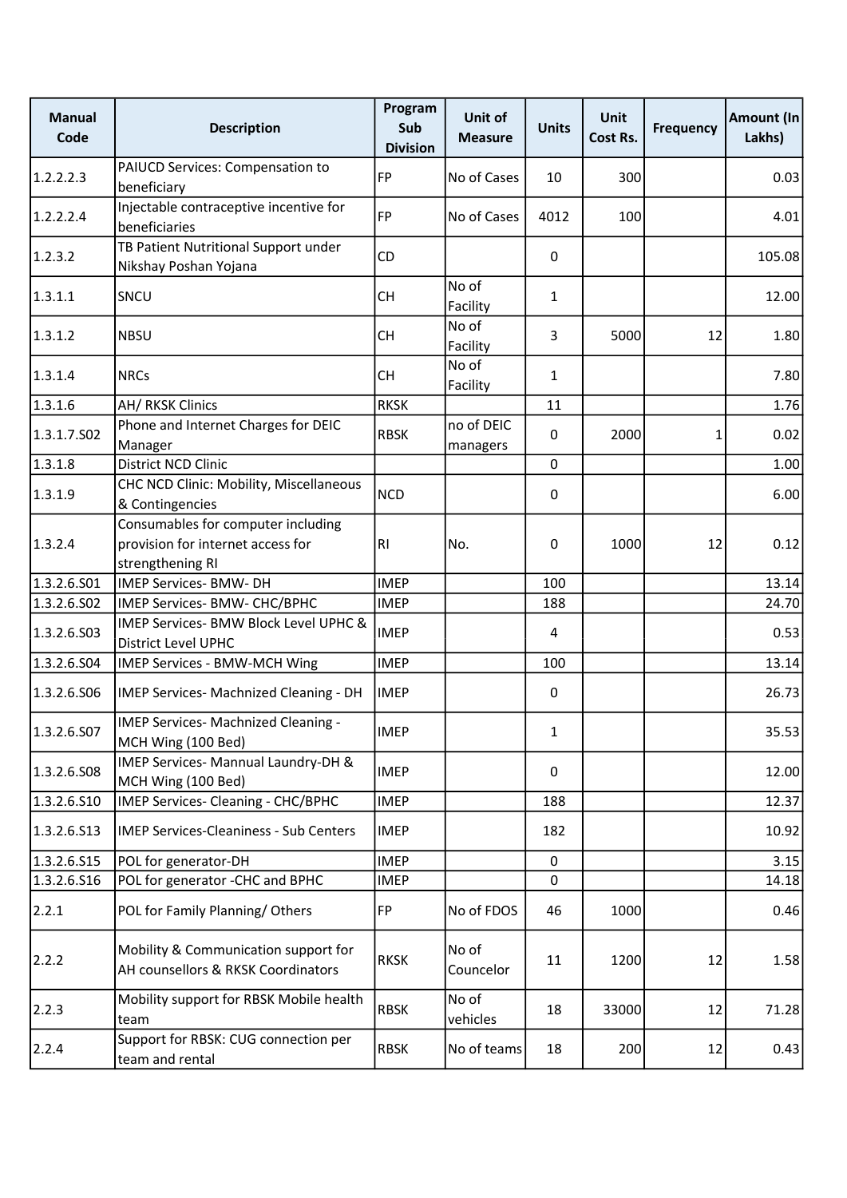| Manual Code | Description | Program Sub Division | Unit of Measure | Units | Unit Cost Rs. | Frequency | Amount (In Lakhs) |
|---|---|---|---|---|---|---|---|
| 1.2.2.2.3 | PAIUCD Services: Compensation to beneficiary | FP | No of Cases | 10 | 300 | | 0.03 |
| 1.2.2.2.4 | Injectable contraceptive incentive for beneficiaries | FP | No of Cases | 4012 | 100 | | 4.01 |
| 1.2.3.2 | TB Patient Nutritional Support under Nikshay Poshan Yojana | CD | | 0 | | | 105.08 |
| 1.3.1.1 | SNCU | CH | No of Facility | 1 | | | 12.00 |
| 1.3.1.2 | NBSU | CH | No of Facility | 3 | 5000 | 12 | 1.80 |
| 1.3.1.4 | NRCs | CH | No of Facility | 1 | | | 7.80 |
| 1.3.1.6 | AH/ RKSK Clinics | RKSK | | 11 | | | 1.76 |
| 1.3.1.7.S02 | Phone and Internet Charges for DEIC Manager | RBSK | no of DEIC managers | 0 | 2000 | 1 | 0.02 |
| 1.3.1.8 | District NCD Clinic | | | 0 | | | 1.00 |
| 1.3.1.9 | CHC NCD Clinic: Mobility, Miscellaneous & Contingencies | NCD | | 0 | | | 6.00 |
| 1.3.2.4 | Consumables for computer including provision for internet access for strengthening RI | RI | No. | 0 | 1000 | 12 | 0.12 |
| 1.3.2.6.S01 | IMEP Services- BMW- DH | IMEP | | 100 | | | 13.14 |
| 1.3.2.6.S02 | IMEP Services- BMW- CHC/BPHC | IMEP | | 188 | | | 24.70 |
| 1.3.2.6.S03 | IMEP Services- BMW Block Level UPHC & District Level UPHC | IMEP | | 4 | | | 0.53 |
| 1.3.2.6.S04 | IMEP Services - BMW-MCH Wing | IMEP | | 100 | | | 13.14 |
| 1.3.2.6.S06 | IMEP Services- Machnized Cleaning - DH | IMEP | | 0 | | | 26.73 |
| 1.3.2.6.S07 | IMEP Services- Machnized Cleaning - MCH Wing (100 Bed) | IMEP | | 1 | | | 35.53 |
| 1.3.2.6.S08 | IMEP Services- Mannual Laundry-DH & MCH Wing (100 Bed) | IMEP | | 0 | | | 12.00 |
| 1.3.2.6.S10 | IMEP Services- Cleaning - CHC/BPHC | IMEP | | 188 | | | 12.37 |
| 1.3.2.6.S13 | IMEP Services-Cleaniness - Sub Centers | IMEP | | 182 | | | 10.92 |
| 1.3.2.6.S15 | POL for generator-DH | IMEP | | 0 | | | 3.15 |
| 1.3.2.6.S16 | POL for generator -CHC and BPHC | IMEP | | 0 | | | 14.18 |
| 2.2.1 | POL for Family Planning/ Others | FP | No of FDOS | 46 | 1000 | | 0.46 |
| 2.2.2 | Mobility & Communication support for AH counsellors & RKSK Coordinators | RKSK | No of Councelor | 11 | 1200 | 12 | 1.58 |
| 2.2.3 | Mobility support for RBSK Mobile health team | RBSK | No of vehicles | 18 | 33000 | 12 | 71.28 |
| 2.2.4 | Support for RBSK: CUG connection per team and rental | RBSK | No of teams | 18 | 200 | 12 | 0.43 |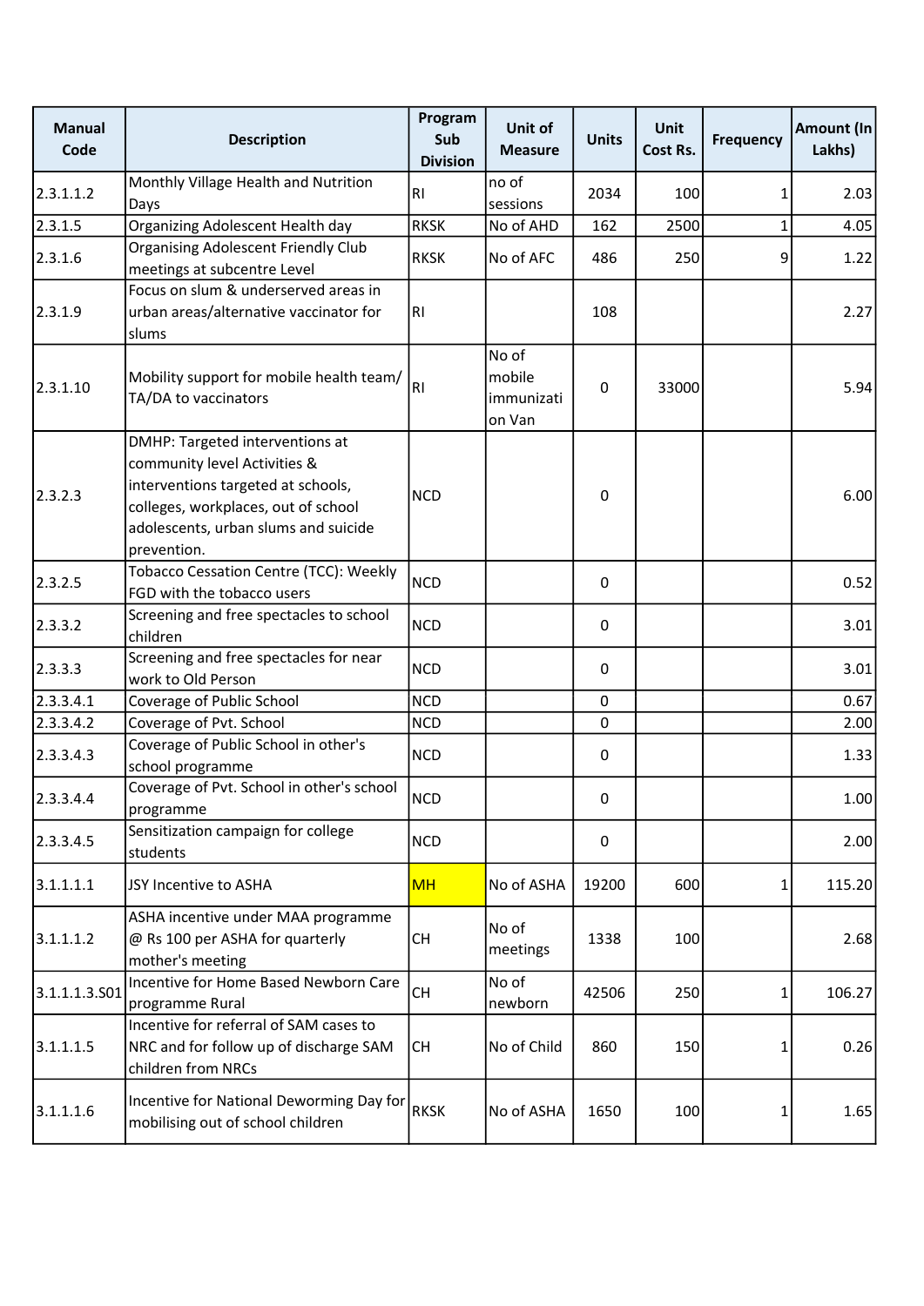| Manual Code | Description | Program Sub Division | Unit of Measure | Units | Unit Cost Rs. | Frequency | Amount (In Lakhs) |
|---|---|---|---|---|---|---|---|
| 2.3.1.1.2 | Monthly Village Health and Nutrition Days | RI | no of sessions | 2034 | 100 | 1 | 2.03 |
| 2.3.1.5 | Organizing Adolescent Health day | RKSK | No of AHD | 162 | 2500 | 1 | 4.05 |
| 2.3.1.6 | Organising Adolescent Friendly Club meetings at subcentre Level | RKSK | No of AFC | 486 | 250 | 9 | 1.22 |
| 2.3.1.9 | Focus on slum & underserved areas in urban areas/alternative vaccinator for slums | RI | | 108 | | | 2.27 |
| 2.3.1.10 | Mobility support for mobile health team/ TA/DA to vaccinators | RI | No of mobile immunization Van | 0 | 33000 | | 5.94 |
| 2.3.2.3 | DMHP: Targeted interventions at community level Activities & interventions targeted at schools, colleges, workplaces, out of school adolescents, urban slums and suicide prevention. | NCD | | 0 | | | 6.00 |
| 2.3.2.5 | Tobacco Cessation Centre (TCC): Weekly FGD with the tobacco users | NCD | | 0 | | | 0.52 |
| 2.3.3.2 | Screening and free spectacles to school children | NCD | | 0 | | | 3.01 |
| 2.3.3.3 | Screening and free spectacles for near work to Old Person | NCD | | 0 | | | 3.01 |
| 2.3.3.4.1 | Coverage of Public School | NCD | | 0 | | | 0.67 |
| 2.3.3.4.2 | Coverage of Pvt. School | NCD | | 0 | | | 2.00 |
| 2.3.3.4.3 | Coverage of Public School in other's school programme | NCD | | 0 | | | 1.33 |
| 2.3.3.4.4 | Coverage of Pvt. School in other's school programme | NCD | | 0 | | | 1.00 |
| 2.3.3.4.5 | Sensitization campaign for college students | NCD | | 0 | | | 2.00 |
| 3.1.1.1.1 | JSY Incentive to ASHA | MH | No of ASHA | 19200 | 600 | 1 | 115.20 |
| 3.1.1.1.2 | ASHA incentive under MAA programme @ Rs 100 per ASHA for quarterly mother's meeting | CH | No of meetings | 1338 | 100 | | 2.68 |
| 3.1.1.1.3.S01 | Incentive for Home Based Newborn Care programme Rural | CH | No of newborn | 42506 | 250 | 1 | 106.27 |
| 3.1.1.1.5 | Incentive for referral of SAM cases to NRC and for follow up of discharge SAM children from NRCs | CH | No of Child | 860 | 150 | 1 | 0.26 |
| 3.1.1.1.6 | Incentive for National Deworming Day for mobilising out of school children | RKSK | No of ASHA | 1650 | 100 | 1 | 1.65 |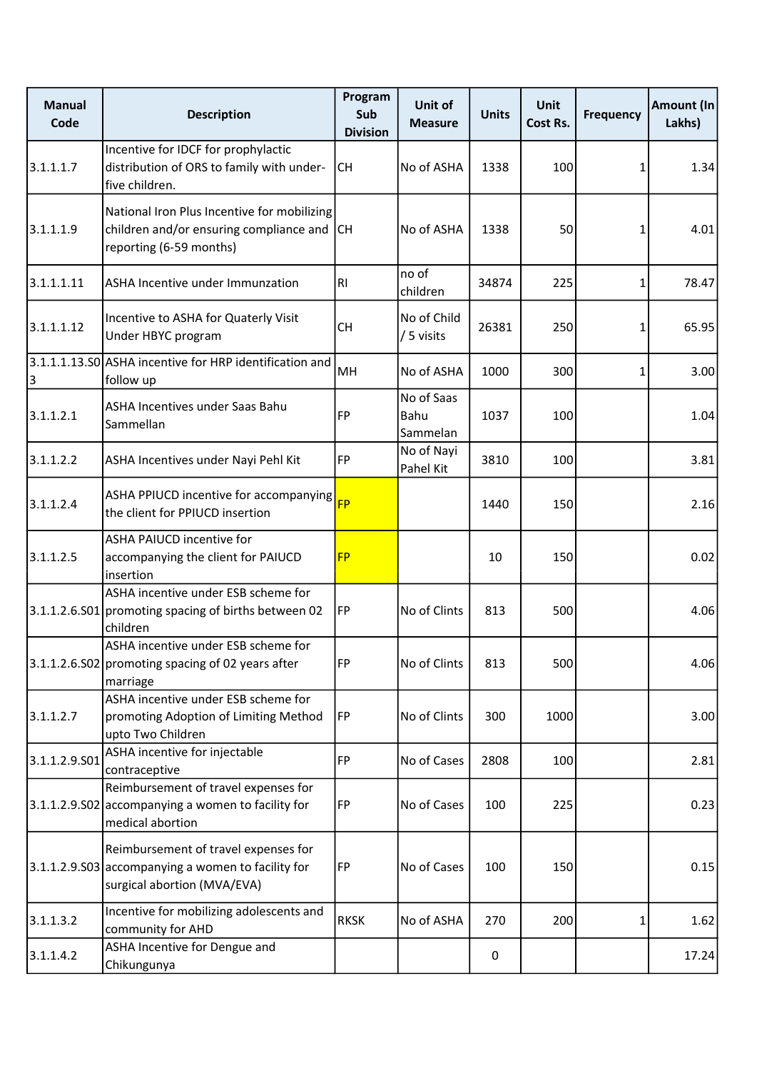| Manual Code | Description | Program Sub Division | Unit of Measure | Units | Unit Cost Rs. | Frequency | Amount (In Lakhs) |
|---|---|---|---|---|---|---|---|
| 3.1.1.1.7 | Incentive for IDCF for prophylactic distribution of ORS to family with under-five children. | CH | No of ASHA | 1338 | 100 | 1 | 1.34 |
| 3.1.1.1.9 | National Iron Plus Incentive for mobilizing children and/or ensuring compliance and reporting (6-59 months) | CH | No of ASHA | 1338 | 50 | 1 | 4.01 |
| 3.1.1.1.11 | ASHA Incentive under Immunzation | RI | no of children | 34874 | 225 | 1 | 78.47 |
| 3.1.1.1.12 | Incentive to ASHA for Quaterly Visit Under HBYC program | CH | No of Child / 5 visits | 26381 | 250 | 1 | 65.95 |
| 3.1.1.1.13.S03 | ASHA incentive for HRP identification and follow up | MH | No of ASHA | 1000 | 300 | 1 | 3.00 |
| 3.1.1.2.1 | ASHA Incentives under Saas Bahu Sammellan | FP | No of Saas Bahu Sammelan | 1037 | 100 | | 1.04 |
| 3.1.1.2.2 | ASHA Incentives under Nayi Pehl Kit | FP | No of Nayi Pahel Kit | 3810 | 100 | | 3.81 |
| 3.1.1.2.4 | ASHA PPIUCD incentive for accompanying the client for PPIUCD insertion | FP | | 1440 | 150 | | 2.16 |
| 3.1.1.2.5 | ASHA PAIUCD incentive for accompanying the client for PAIUCD insertion | FP | | 10 | 150 | | 0.02 |
| 3.1.1.2.6.S01 | ASHA incentive under ESB scheme for promoting spacing of births between 02 children | FP | No of Clints | 813 | 500 | | 4.06 |
| 3.1.1.2.6.S02 | ASHA incentive under ESB scheme for promoting spacing of 02 years after marriage | FP | No of Clints | 813 | 500 | | 4.06 |
| 3.1.1.2.7 | ASHA incentive under ESB scheme for promoting Adoption of Limiting Method upto Two Children | FP | No of Clints | 300 | 1000 | | 3.00 |
| 3.1.1.2.9.S01 | ASHA incentive for injectable contraceptive | FP | No of Cases | 2808 | 100 | | 2.81 |
| 3.1.1.2.9.S02 | Reimbursement of travel expenses for accompanying a women to facility for medical abortion | FP | No of Cases | 100 | 225 | | 0.23 |
| 3.1.1.2.9.S03 | Reimbursement of travel expenses for accompanying a women to facility for surgical abortion (MVA/EVA) | FP | No of Cases | 100 | 150 | | 0.15 |
| 3.1.1.3.2 | Incentive for mobilizing adolescents and community for AHD | RKSK | No of ASHA | 270 | 200 | 1 | 1.62 |
| 3.1.1.4.2 | ASHA Incentive for Dengue and Chikungunya | | | 0 | | | 17.24 |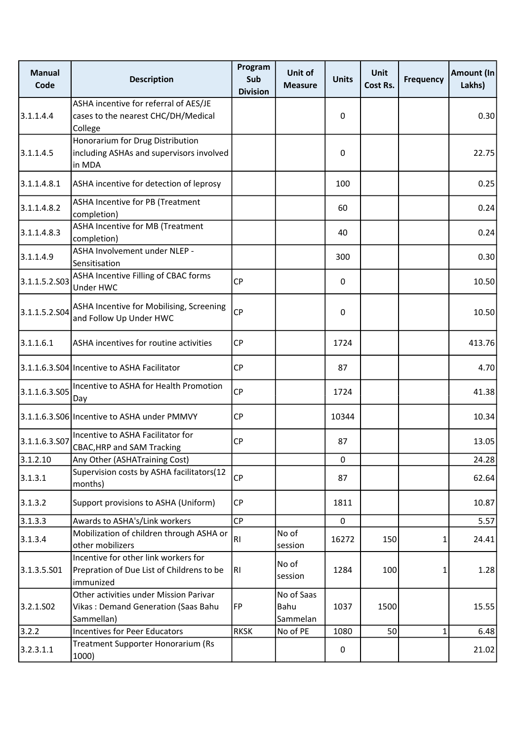| Manual Code | Description | Program Sub Division | Unit of Measure | Units | Unit Cost Rs. | Frequency | Amount (In Lakhs) |
|---|---|---|---|---|---|---|---|
| 3.1.1.4.4 | ASHA incentive for referral of AES/JE cases to the nearest CHC/DH/Medical College | | | 0 | | | 0.30 |
| 3.1.1.4.5 | Honorarium for Drug Distribution including ASHAs and supervisors involved in MDA | | | 0 | | | 22.75 |
| 3.1.1.4.8.1 | ASHA incentive for detection of leprosy | | | 100 | | | 0.25 |
| 3.1.1.4.8.2 | ASHA Incentive for PB (Treatment completion) | | | 60 | | | 0.24 |
| 3.1.1.4.8.3 | ASHA Incentive for MB (Treatment completion) | | | 40 | | | 0.24 |
| 3.1.1.4.9 | ASHA Involvement under NLEP - Sensitisation | | | 300 | | | 0.30 |
| 3.1.1.5.2.S03 | ASHA Incentive Filling of CBAC forms Under HWC | CP | | 0 | | | 10.50 |
| 3.1.1.5.2.S04 | ASHA Incentive for Mobilising, Screening and Follow Up Under HWC | CP | | 0 | | | 10.50 |
| 3.1.1.6.1 | ASHA incentives for routine activities | CP | | 1724 | | | 413.76 |
| 3.1.1.6.3.S04 | Incentive to ASHA Facilitator | CP | | 87 | | | 4.70 |
| 3.1.1.6.3.S05 | Incentive to ASHA for Health Promotion Day | CP | | 1724 | | | 41.38 |
| 3.1.1.6.3.S06 | Incentive to ASHA under PMMVY | CP | | 10344 | | | 10.34 |
| 3.1.1.6.3.S07 | Incentive to ASHA Facilitator for CBAC,HRP and SAM Tracking | CP | | 87 | | | 13.05 |
| 3.1.2.10 | Any Other (ASHATraining Cost) | | | 0 | | | 24.28 |
| 3.1.3.1 | Supervision costs by ASHA facilitators(12 months) | CP | | 87 | | | 62.64 |
| 3.1.3.2 | Support provisions to ASHA (Uniform) | CP | | 1811 | | | 10.87 |
| 3.1.3.3 | Awards to ASHA's/Link workers | CP | | 0 | | | 5.57 |
| 3.1.3.4 | Mobilization of children through ASHA or other mobilizers | RI | No of session | 16272 | 150 | 1 | 24.41 |
| 3.1.3.5.S01 | Incentive for other link workers for Prepration of Due List of Childrens to be immunized | RI | No of session | 1284 | 100 | 1 | 1.28 |
| 3.2.1.S02 | Other activities under Mission Parivar Vikas : Demand Generation (Saas Bahu Sammellan) | FP | No of Saas Bahu Sammelan | 1037 | 1500 | | 15.55 |
| 3.2.2 | Incentives for Peer Educators | RKSK | No of PE | 1080 | 50 | 1 | 6.48 |
| 3.2.3.1.1 | Treatment Supporter Honorarium (Rs 1000) | | | 0 | | | 21.02 |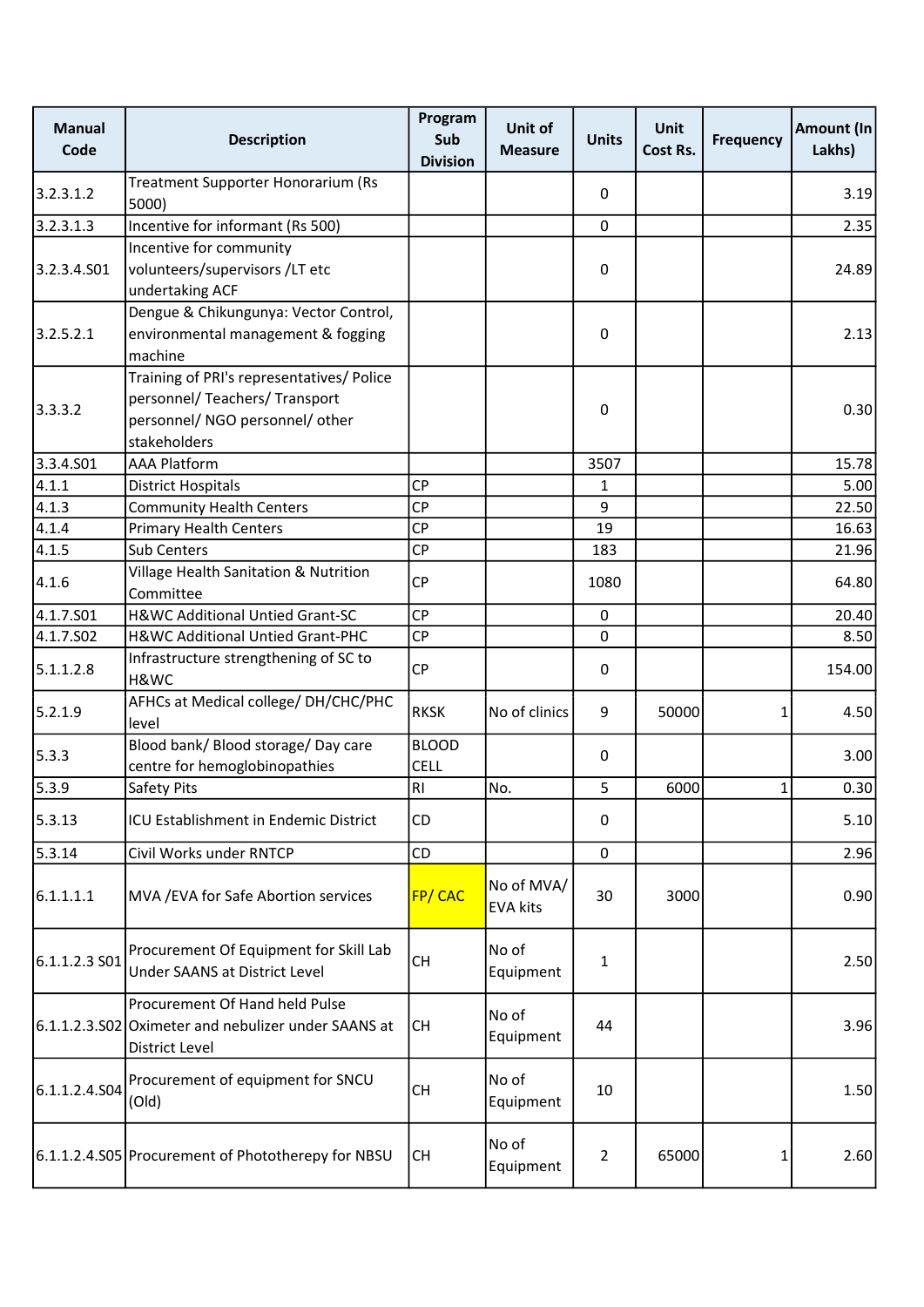| Manual Code | Description | Program Sub Division | Unit of Measure | Units | Unit Cost Rs. | Frequency | Amount (In Lakhs) |
|---|---|---|---|---|---|---|---|
| 3.2.3.1.2 | Treatment Supporter Honorarium (Rs 5000) | | | 0 | | | 3.19 |
| 3.2.3.1.3 | Incentive for informant (Rs 500) | | | 0 | | | 2.35 |
| 3.2.3.4.S01 | Incentive for community volunteers/supervisors /LT etc undertaking ACF | | | 0 | | | 24.89 |
| 3.2.5.2.1 | Dengue & Chikungunya: Vector Control, environmental management & fogging machine | | | 0 | | | 2.13 |
| 3.3.3.2 | Training of PRI's representatives/ Police personnel/ Teachers/ Transport personnel/ NGO personnel/ other stakeholders | | | 0 | | | 0.30 |
| 3.3.4.S01 | AAA Platform | | | 3507 | | | 15.78 |
| 4.1.1 | District Hospitals | CP | | 1 | | | 5.00 |
| 4.1.3 | Community Health Centers | CP | | 9 | | | 22.50 |
| 4.1.4 | Primary Health Centers | CP | | 19 | | | 16.63 |
| 4.1.5 | Sub Centers | CP | | 183 | | | 21.96 |
| 4.1.6 | Village Health Sanitation & Nutrition Committee | CP | | 1080 | | | 64.80 |
| 4.1.7.S01 | H&WC Additional Untied Grant-SC | CP | | 0 | | | 20.40 |
| 4.1.7.S02 | H&WC Additional Untied Grant-PHC | CP | | 0 | | | 8.50 |
| 5.1.1.2.8 | Infrastructure strengthening of SC to H&WC | CP | | 0 | | | 154.00 |
| 5.2.1.9 | AFHCs at Medical college/ DH/CHC/PHC level | RKSK | No of clinics | 9 | 50000 | 1 | 4.50 |
| 5.3.3 | Blood bank/ Blood storage/ Day care centre for hemoglobinopathies | BLOOD CELL | | 0 | | | 3.00 |
| 5.3.9 | Safety Pits | RI | No. | 5 | 6000 | 1 | 0.30 |
| 5.3.13 | ICU Establishment in Endemic District | CD | | 0 | | | 5.10 |
| 5.3.14 | Civil Works under RNTCP | CD | | 0 | | | 2.96 |
| 6.1.1.1.1 | MVA /EVA for Safe Abortion services | FP/ CAC | No of MVA/ EVA kits | 30 | 3000 | | 0.90 |
| 6.1.1.2.3 S01 | Procurement Of Equipment for Skill Lab Under SAANS at District Level | CH | No of Equipment | 1 | | | 2.50 |
| 6.1.1.2.3.S02 | Procurement Of Hand held Pulse Oximeter and nebulizer under SAANS at District Level | CH | No of Equipment | 44 | | | 3.96 |
| 6.1.1.2.4.S04 | Procurement of equipment for SNCU (Old) | CH | No of Equipment | 10 | | | 1.50 |
| 6.1.1.2.4.S05 | Procurement of Phototherepy for NBSU | CH | No of Equipment | 2 | 65000 | 1 | 2.60 |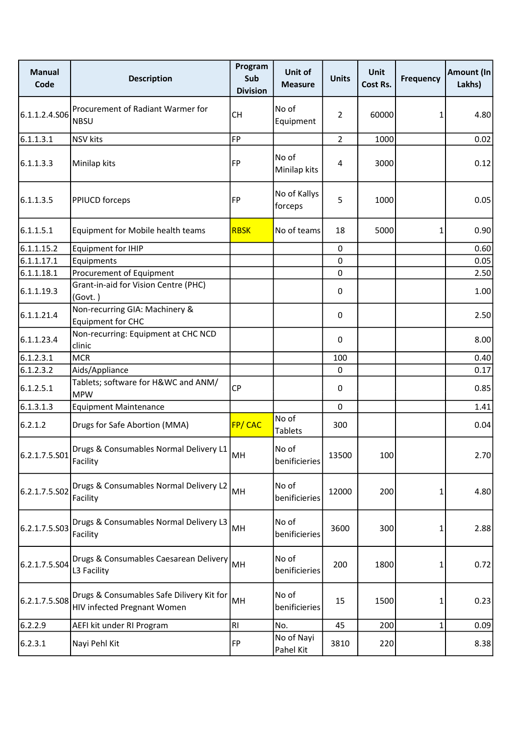| Manual Code | Description | Program Sub Division | Unit of Measure | Units | Unit Cost Rs. | Frequency | Amount (In Lakhs) |
|---|---|---|---|---|---|---|---|
| 6.1.1.2.4.S06 | Procurement of Radiant Warmer for NBSU | CH | No of Equipment | 2 | 60000 | 1 | 4.80 |
| 6.1.1.3.1 | NSV kits | FP | | 2 | 1000 | | 0.02 |
| 6.1.1.3.3 | Minilap kits | FP | No of Minilap kits | 4 | 3000 | | 0.12 |
| 6.1.1.3.5 | PPIUCD forceps | FP | No of Kallys forceps | 5 | 1000 | | 0.05 |
| 6.1.1.5.1 | Equipment for Mobile health teams | RBSK | No of teams | 18 | 5000 | 1 | 0.90 |
| 6.1.1.15.2 | Equipment for IHIP | | | 0 | | | 0.60 |
| 6.1.1.17.1 | Equipments | | | 0 | | | 0.05 |
| 6.1.1.18.1 | Procurement of Equipment | | | 0 | | | 2.50 |
| 6.1.1.19.3 | Grant-in-aid for Vision Centre (PHC) (Govt. ) | | | 0 | | | 1.00 |
| 6.1.1.21.4 | Non-recurring GIA: Machinery & Equipment for CHC | | | 0 | | | 2.50 |
| 6.1.1.23.4 | Non-recurring: Equipment at CHC NCD clinic | | | 0 | | | 8.00 |
| 6.1.2.3.1 | MCR | | | 100 | | | 0.40 |
| 6.1.2.3.2 | Aids/Appliance | | | 0 | | | 0.17 |
| 6.1.2.5.1 | Tablets; software for H&WC and ANM/ MPW | CP | | 0 | | | 0.85 |
| 6.1.3.1.3 | Equipment Maintenance | | | 0 | | | 1.41 |
| 6.2.1.2 | Drugs for Safe Abortion (MMA) | FP/ CAC | No of Tablets | 300 | | | 0.04 |
| 6.2.1.7.5.S01 | Drugs & Consumables Normal Delivery L1 Facility | MH | No of benificieries | 13500 | 100 | | 2.70 |
| 6.2.1.7.5.S02 | Drugs & Consumables Normal Delivery L2 Facility | MH | No of benificieries | 12000 | 200 | 1 | 4.80 |
| 6.2.1.7.5.S03 | Drugs & Consumables Normal Delivery L3 Facility | MH | No of benificieries | 3600 | 300 | 1 | 2.88 |
| 6.2.1.7.5.S04 | Drugs & Consumables Caesarean Delivery L3 Facility | MH | No of benificieries | 200 | 1800 | 1 | 0.72 |
| 6.2.1.7.5.S08 | Drugs & Consumables Safe Dilivery Kit for HIV infected Pregnant Women | MH | No of benificieries | 15 | 1500 | 1 | 0.23 |
| 6.2.2.9 | AEFI kit under RI Program | RI | No. | 45 | 200 | 1 | 0.09 |
| 6.2.3.1 | Nayi Pehl Kit | FP | No of Nayi Pahel Kit | 3810 | 220 | | 8.38 |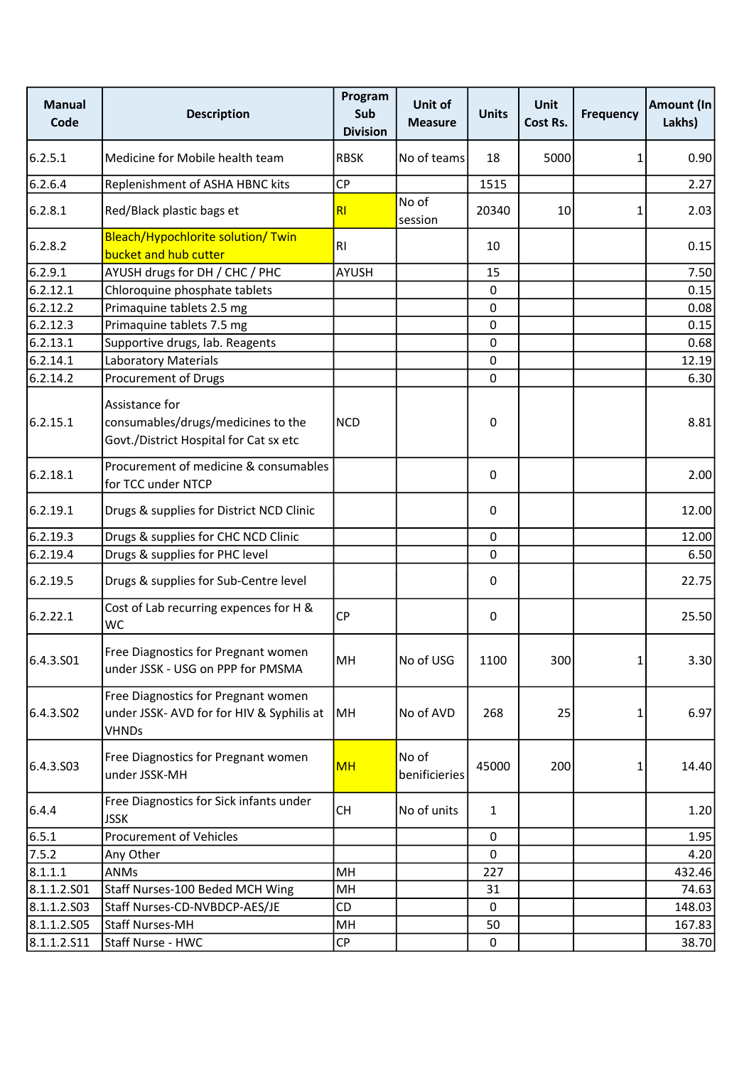| Manual Code | Description | Program Sub Division | Unit of Measure | Units | Unit Cost Rs. | Frequency | Amount (In Lakhs) |
|---|---|---|---|---|---|---|---|
| 6.2.5.1 | Medicine for Mobile health team | RBSK | No of teams | 18 | 5000 | 1 | 0.90 |
| 6.2.6.4 | Replenishment of ASHA HBNC kits | CP | | 1515 | | | 2.27 |
| 6.2.8.1 | Red/Black plastic bags et | RI | No of session | 20340 | 10 | 1 | 2.03 |
| 6.2.8.2 | Bleach/Hypochlorite solution/ Twin bucket and hub cutter | RI | | 10 | | | 0.15 |
| 6.2.9.1 | AYUSH drugs for DH / CHC / PHC | AYUSH | | 15 | | | 7.50 |
| 6.2.12.1 | Chloroquine phosphate tablets | | | 0 | | | 0.15 |
| 6.2.12.2 | Primaquine tablets 2.5 mg | | | 0 | | | 0.08 |
| 6.2.12.3 | Primaquine tablets 7.5 mg | | | 0 | | | 0.15 |
| 6.2.13.1 | Supportive drugs, lab. Reagents | | | 0 | | | 0.68 |
| 6.2.14.1 | Laboratory Materials | | | 0 | | | 12.19 |
| 6.2.14.2 | Procurement of Drugs | | | 0 | | | 6.30 |
| 6.2.15.1 | Assistance for consumables/drugs/medicines to the Govt./District Hospital for Cat sx etc | NCD | | 0 | | | 8.81 |
| 6.2.18.1 | Procurement of medicine & consumables for TCC under NTCP | | | 0 | | | 2.00 |
| 6.2.19.1 | Drugs & supplies for District NCD Clinic | | | 0 | | | 12.00 |
| 6.2.19.3 | Drugs & supplies for CHC NCD Clinic | | | 0 | | | 12.00 |
| 6.2.19.4 | Drugs & supplies for PHC level | | | 0 | | | 6.50 |
| 6.2.19.5 | Drugs & supplies for Sub-Centre level | | | 0 | | | 22.75 |
| 6.2.22.1 | Cost of Lab recurring expences for H & WC | CP | | 0 | | | 25.50 |
| 6.4.3.S01 | Free Diagnostics for Pregnant women under JSSK - USG on PPP for PMSMA | MH | No of USG | 1100 | 300 | 1 | 3.30 |
| 6.4.3.S02 | Free Diagnostics for Pregnant women under JSSK- AVD for for HIV & Syphilis at VHNDs | MH | No of AVD | 268 | 25 | 1 | 6.97 |
| 6.4.3.S03 | Free Diagnostics for Pregnant women under JSSK-MH | MH | No of benificieries | 45000 | 200 | 1 | 14.40 |
| 6.4.4 | Free Diagnostics for Sick infants under JSSK | CH | No of units | 1 | | | 1.20 |
| 6.5.1 | Procurement of Vehicles | | | 0 | | | 1.95 |
| 7.5.2 | Any Other | | | 0 | | | 4.20 |
| 8.1.1.1 | ANMs | MH | | 227 | | | 432.46 |
| 8.1.1.2.S01 | Staff Nurses-100 Beded MCH Wing | MH | | 31 | | | 74.63 |
| 8.1.1.2.S03 | Staff Nurses-CD-NVBDCP-AES/JE | CD | | 0 | | | 148.03 |
| 8.1.1.2.S05 | Staff Nurses-MH | MH | | 50 | | | 167.83 |
| 8.1.1.2.S11 | Staff Nurse - HWC | CP | | 0 | | | 38.70 |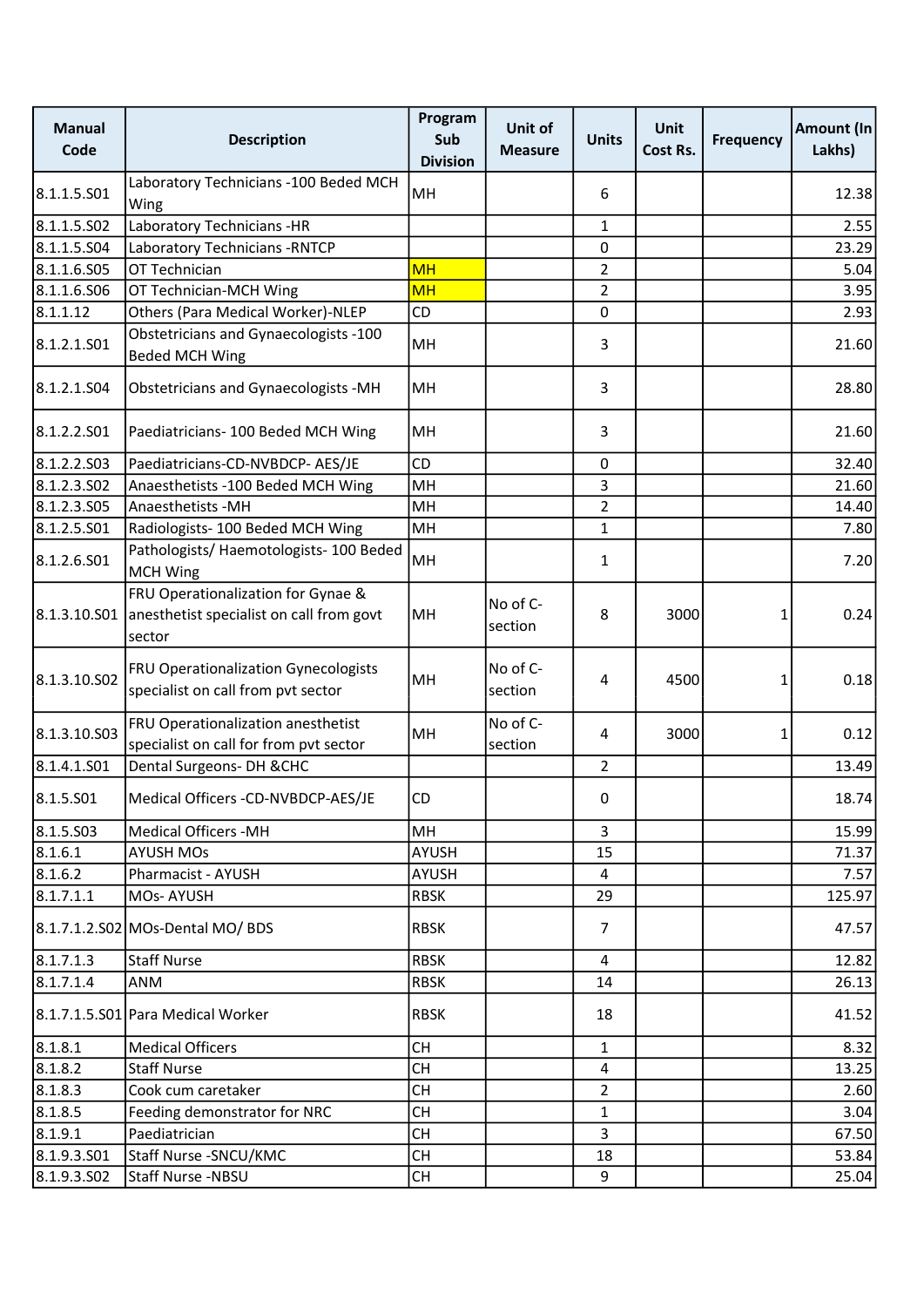| Manual Code | Description | Program Sub Division | Unit of Measure | Units | Unit Cost Rs. | Frequency | Amount (In Lakhs) |
|---|---|---|---|---|---|---|---|
| 8.1.1.5.S01 | Laboratory Technicians -100 Beded MCH Wing | MH | | 6 | | | 12.38 |
| 8.1.1.5.S02 | Laboratory Technicians -HR | | | 1 | | | 2.55 |
| 8.1.1.5.S04 | Laboratory Technicians -RNTCP | | | 0 | | | 23.29 |
| 8.1.1.6.S05 | OT Technician | MH | | 2 | | | 5.04 |
| 8.1.1.6.S06 | OT Technician-MCH Wing | MH | | 2 | | | 3.95 |
| 8.1.1.12 | Others (Para Medical Worker)-NLEP | CD | | 0 | | | 2.93 |
| 8.1.2.1.S01 | Obstetricians and Gynaecologists -100 Beded MCH Wing | MH | | 3 | | | 21.60 |
| 8.1.2.1.S04 | Obstetricians and Gynaecologists -MH | MH | | 3 | | | 28.80 |
| 8.1.2.2.S01 | Paediatricians- 100 Beded MCH Wing | MH | | 3 | | | 21.60 |
| 8.1.2.2.S03 | Paediatricians-CD-NVBDCP- AES/JE | CD | | 0 | | | 32.40 |
| 8.1.2.3.S02 | Anaesthetists -100 Beded MCH Wing | MH | | 3 | | | 21.60 |
| 8.1.2.3.S05 | Anaesthetists -MH | MH | | 2 | | | 14.40 |
| 8.1.2.5.S01 | Radiologists- 100 Beded MCH Wing | MH | | 1 | | | 7.80 |
| 8.1.2.6.S01 | Pathologists/ Haemotologists- 100 Beded MCH Wing | MH | | 1 | | | 7.20 |
| 8.1.3.10.S01 | FRU Operationalization for Gynae & anesthetist specialist on call from govt sector | MH | No of C-section | 8 | 3000 | 1 | 0.24 |
| 8.1.3.10.S02 | FRU Operationalization Gynecologists specialist on call from pvt sector | MH | No of C-section | 4 | 4500 | 1 | 0.18 |
| 8.1.3.10.S03 | FRU Operationalization anesthetist specialist on call for from pvt sector | MH | No of C-section | 4 | 3000 | 1 | 0.12 |
| 8.1.4.1.S01 | Dental Surgeons- DH &CHC | | | 2 | | | 13.49 |
| 8.1.5.S01 | Medical Officers -CD-NVBDCP-AES/JE | CD | | 0 | | | 18.74 |
| 8.1.5.S03 | Medical Officers -MH | MH | | 3 | | | 15.99 |
| 8.1.6.1 | AYUSH MOs | AYUSH | | 15 | | | 71.37 |
| 8.1.6.2 | Pharmacist - AYUSH | AYUSH | | 4 | | | 7.57 |
| 8.1.7.1.1 | MOs- AYUSH | RBSK | | 29 | | | 125.97 |
| 8.1.7.1.2.S02 | MOs-Dental MO/ BDS | RBSK | | 7 | | | 47.57 |
| 8.1.7.1.3 | Staff Nurse | RBSK | | 4 | | | 12.82 |
| 8.1.7.1.4 | ANM | RBSK | | 14 | | | 26.13 |
| 8.1.7.1.5.S01 | Para Medical Worker | RBSK | | 18 | | | 41.52 |
| 8.1.8.1 | Medical Officers | CH | | 1 | | | 8.32 |
| 8.1.8.2 | Staff Nurse | CH | | 4 | | | 13.25 |
| 8.1.8.3 | Cook cum caretaker | CH | | 2 | | | 2.60 |
| 8.1.8.5 | Feeding demonstrator for NRC | CH | | 1 | | | 3.04 |
| 8.1.9.1 | Paediatrician | CH | | 3 | | | 67.50 |
| 8.1.9.3.S01 | Staff Nurse -SNCU/KMC | CH | | 18 | | | 53.84 |
| 8.1.9.3.S02 | Staff Nurse -NBSU | CH | | 9 | | | 25.04 |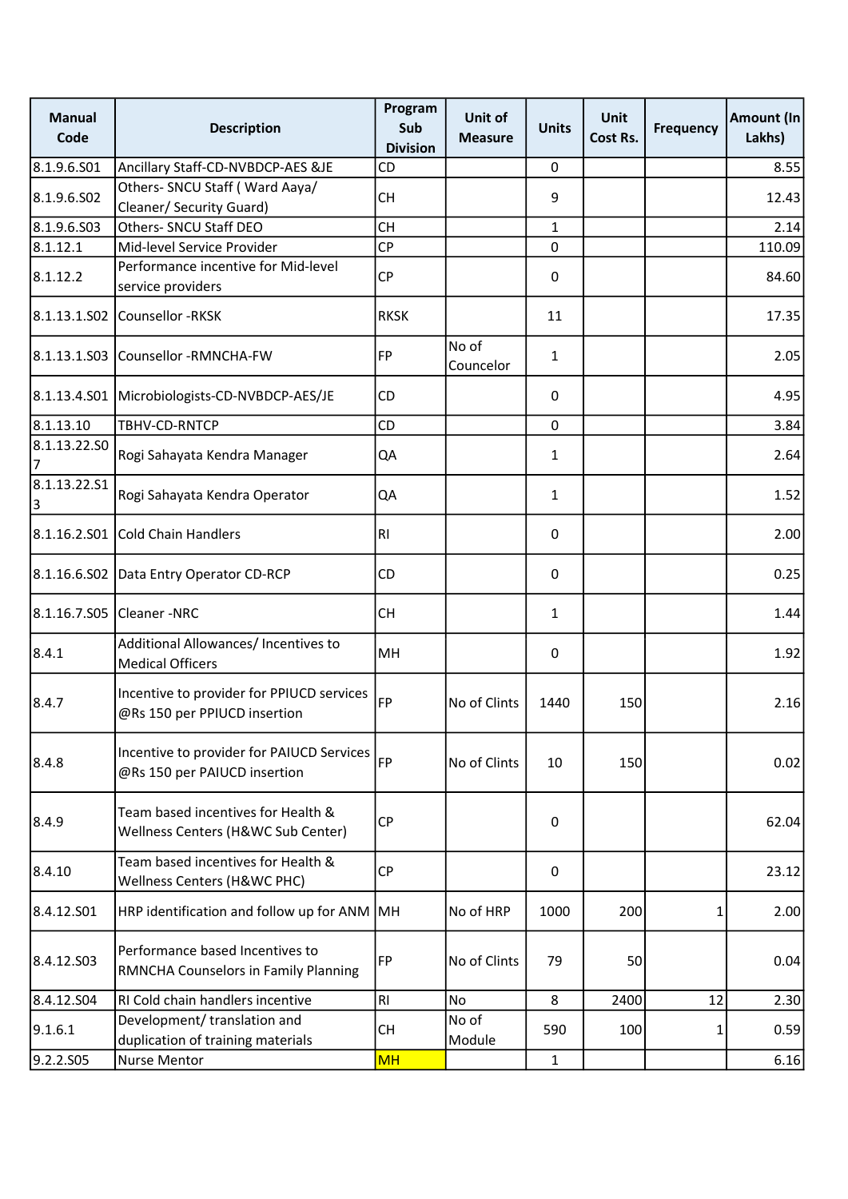| Manual Code | Description | Program Sub Division | Unit of Measure | Units | Unit Cost Rs. | Frequency | Amount (In Lakhs) |
|---|---|---|---|---|---|---|---|
| 8.1.9.6.S01 | Ancillary Staff-CD-NVBDCP-AES &JE | CD | | 0 | | | 8.55 |
| 8.1.9.6.S02 | Others- SNCU Staff ( Ward Aaya/ Cleaner/ Security Guard) | CH | | 9 | | | 12.43 |
| 8.1.9.6.S03 | Others- SNCU Staff DEO | CH | | 1 | | | 2.14 |
| 8.1.12.1 | Mid-level Service Provider | CP | | 0 | | | 110.09 |
| 8.1.12.2 | Performance incentive for Mid-level service providers | CP | | 0 | | | 84.60 |
| 8.1.13.1.S02 | Counsellor -RKSK | RKSK | | 11 | | | 17.35 |
| 8.1.13.1.S03 | Counsellor -RMNCHA-FW | FP | No of Councelor | 1 | | | 2.05 |
| 8.1.13.4.S01 | Microbiologists-CD-NVBDCP-AES/JE | CD | | 0 | | | 4.95 |
| 8.1.13.10 | TBHV-CD-RNTCP | CD | | 0 | | | 3.84 |
| 8.1.13.22.S07 | Rogi Sahayata Kendra Manager | QA | | 1 | | | 2.64 |
| 8.1.13.22.S13 | Rogi Sahayata Kendra Operator | QA | | 1 | | | 1.52 |
| 8.1.16.2.S01 | Cold Chain Handlers | RI | | 0 | | | 2.00 |
| 8.1.16.6.S02 | Data Entry Operator CD-RCP | CD | | 0 | | | 0.25 |
| 8.1.16.7.S05 | Cleaner -NRC | CH | | 1 | | | 1.44 |
| 8.4.1 | Additional Allowances/ Incentives to Medical Officers | MH | | 0 | | | 1.92 |
| 8.4.7 | Incentive to provider for PPIUCD services @Rs 150 per PPIUCD insertion | FP | No of Clints | 1440 | 150 | | 2.16 |
| 8.4.8 | Incentive to provider for PAIUCD Services @Rs 150 per PAIUCD insertion | FP | No of Clints | 10 | 150 | | 0.02 |
| 8.4.9 | Team based incentives for Health & Wellness Centers (H&WC Sub Center) | CP | | 0 | | | 62.04 |
| 8.4.10 | Team based incentives for Health & Wellness Centers (H&WC PHC) | CP | | 0 | | | 23.12 |
| 8.4.12.S01 | HRP identification and follow up for ANM | MH | No of HRP | 1000 | 200 | 1 | 2.00 |
| 8.4.12.S03 | Performance based Incentives to RMNCHA Counselors in Family Planning | FP | No of Clints | 79 | 50 | | 0.04 |
| 8.4.12.S04 | RI Cold chain handlers incentive | RI | No | 8 | 2400 | 12 | 2.30 |
| 9.1.6.1 | Development/ translation and duplication of training materials | CH | No of Module | 590 | 100 | 1 | 0.59 |
| 9.2.2.S05 | Nurse Mentor | MH | | 1 | | | 6.16 |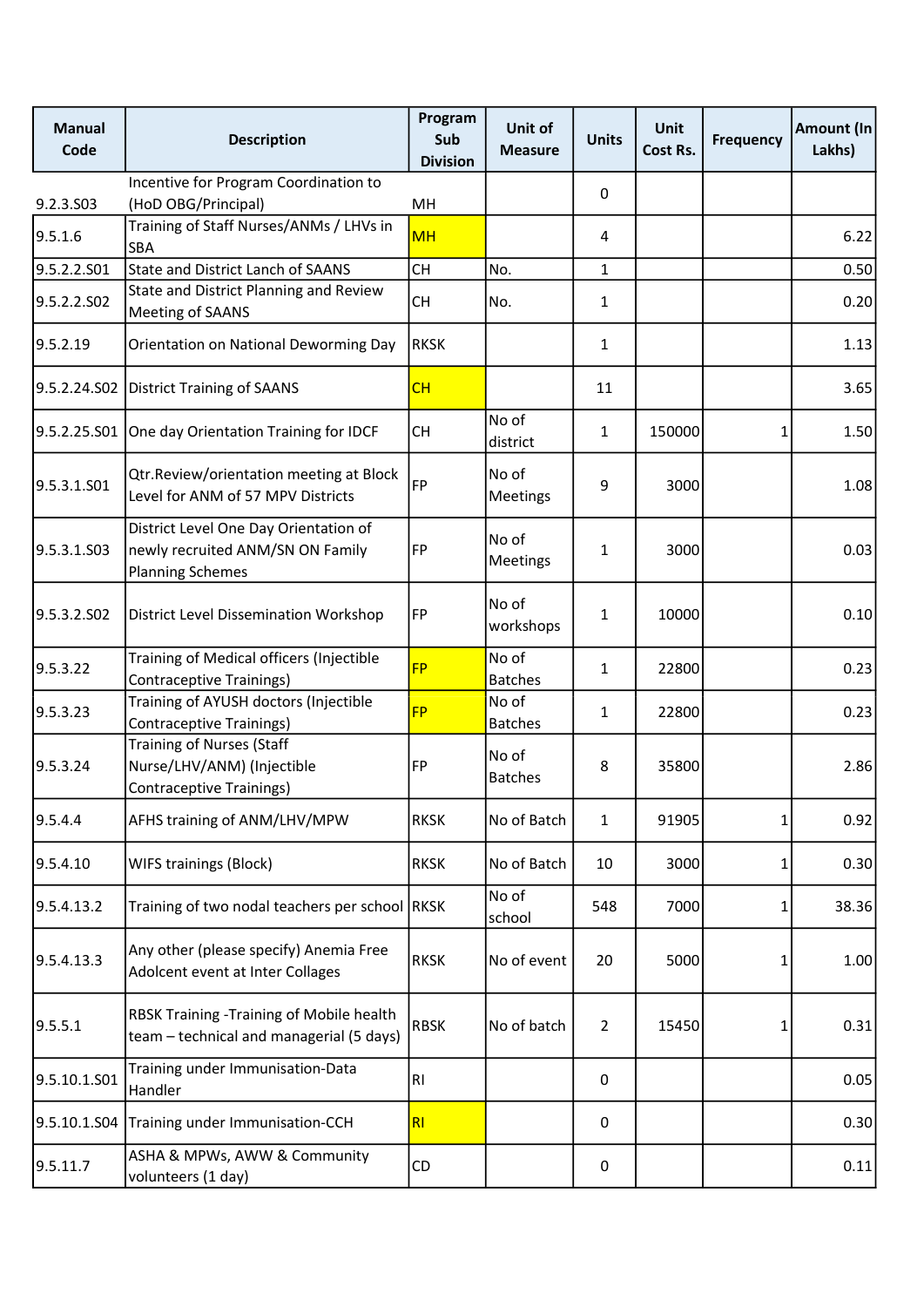| Manual Code | Description | Program Sub Division | Unit of Measure | Units | Unit Cost Rs. | Frequency | Amount (In Lakhs) |
|---|---|---|---|---|---|---|---|
| 9.2.3.S03 | Incentive for Program Coordination to (HoD OBG/Principal) | MH | | 0 | | | |
| 9.5.1.6 | Training of Staff Nurses/ANMs / LHVs in SBA | MH | | 4 | | | 6.22 |
| 9.5.2.2.S01 | State and District Lanch of SAANS | CH | No. | 1 | | | 0.50 |
| 9.5.2.2.S02 | State and District Planning and Review Meeting of SAANS | CH | No. | 1 | | | 0.20 |
| 9.5.2.19 | Orientation on National Deworming Day | RKSK | | 1 | | | 1.13 |
| 9.5.2.24.S02 | District Training of SAANS | CH | | 11 | | | 3.65 |
| 9.5.2.25.S01 | One day Orientation Training for IDCF | CH | No of district | 1 | 150000 | 1 | 1.50 |
| 9.5.3.1.S01 | Qtr.Review/orientation meeting at Block Level for ANM of 57 MPV Districts | FP | No of Meetings | 9 | 3000 | | 1.08 |
| 9.5.3.1.S03 | District Level One Day Orientation of newly recruited ANM/SN ON Family Planning Schemes | FP | No of Meetings | 1 | 3000 | | 0.03 |
| 9.5.3.2.S02 | District Level Dissemination Workshop | FP | No of workshops | 1 | 10000 | | 0.10 |
| 9.5.3.22 | Training of Medical officers (Injectible Contraceptive Trainings) | FP | No of Batches | 1 | 22800 | | 0.23 |
| 9.5.3.23 | Training of AYUSH doctors (Injectible Contraceptive Trainings) | FP | No of Batches | 1 | 22800 | | 0.23 |
| 9.5.3.24 | Training of Nurses (Staff Nurse/LHV/ANM) (Injectible Contraceptive Trainings) | FP | No of Batches | 8 | 35800 | | 2.86 |
| 9.5.4.4 | AFHS training of ANM/LHV/MPW | RKSK | No of Batch | 1 | 91905 | 1 | 0.92 |
| 9.5.4.10 | WIFS trainings (Block) | RKSK | No of Batch | 10 | 3000 | 1 | 0.30 |
| 9.5.4.13.2 | Training of two nodal teachers per school | RKSK | No of school | 548 | 7000 | 1 | 38.36 |
| 9.5.4.13.3 | Any other (please specify) Anemia Free Adolcent event at Inter Collages | RKSK | No of event | 20 | 5000 | 1 | 1.00 |
| 9.5.5.1 | RBSK Training -Training of Mobile health team – technical and managerial (5 days) | RBSK | No of batch | 2 | 15450 | 1 | 0.31 |
| 9.5.10.1.S01 | Training under Immunisation-Data Handler | RI | | 0 | | | 0.05 |
| 9.5.10.1.S04 | Training under Immunisation-CCH | RI | | 0 | | | 0.30 |
| 9.5.11.7 | ASHA & MPWs, AWW & Community volunteers (1 day) | CD | | 0 | | | 0.11 |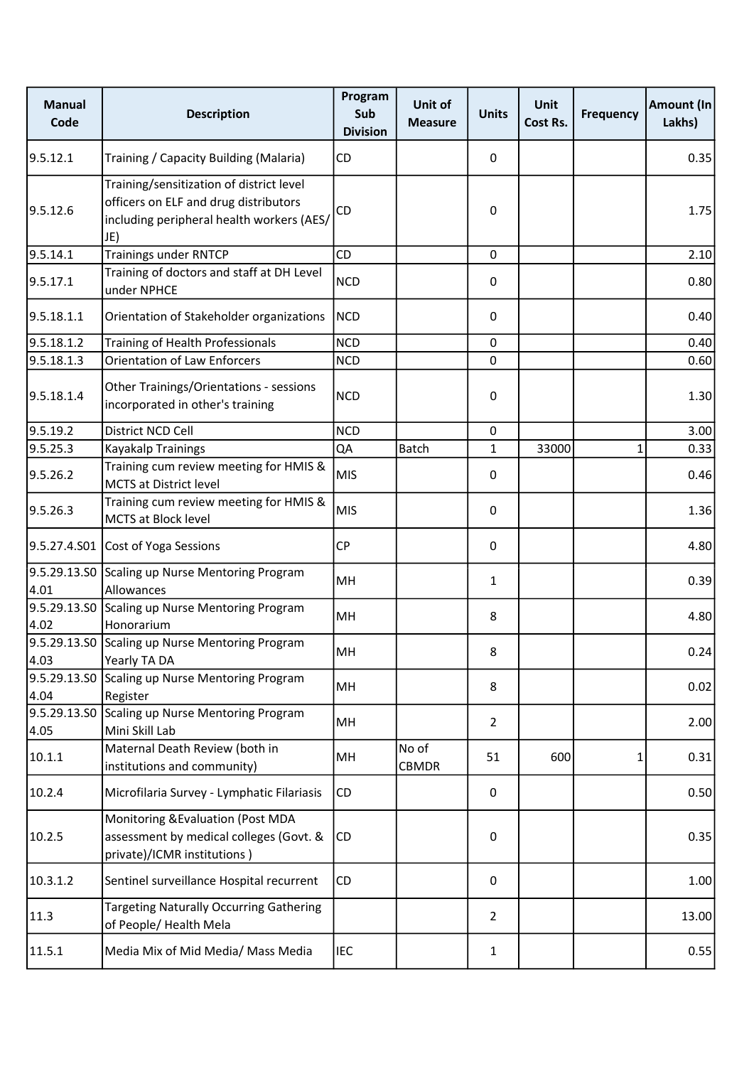| Manual Code | Description | Program Sub Division | Unit of Measure | Units | Unit Cost Rs. | Frequency | Amount (In Lakhs) |
|---|---|---|---|---|---|---|---|
| 9.5.12.1 | Training / Capacity Building (Malaria) | CD | | 0 | | | 0.35 |
| 9.5.12.6 | Training/sensitization of district level officers on ELF and drug distributors including peripheral health workers (AES/ JE) | CD | | 0 | | | 1.75 |
| 9.5.14.1 | Trainings under RNTCP | CD | | 0 | | | 2.10 |
| 9.5.17.1 | Training of doctors and staff at DH Level under NPHCE | NCD | | 0 | | | 0.80 |
| 9.5.18.1.1 | Orientation of Stakeholder organizations | NCD | | 0 | | | 0.40 |
| 9.5.18.1.2 | Training of Health Professionals | NCD | | 0 | | | 0.40 |
| 9.5.18.1.3 | Orientation of Law Enforcers | NCD | | 0 | | | 0.60 |
| 9.5.18.1.4 | Other Trainings/Orientations - sessions incorporated in other's training | NCD | | 0 | | | 1.30 |
| 9.5.19.2 | District NCD Cell | NCD | | 0 | | | 3.00 |
| 9.5.25.3 | Kayakalp Trainings | QA | Batch | 1 | 33000 | 1 | 0.33 |
| 9.5.26.2 | Training cum review meeting for HMIS & MCTS at District level | MIS | | 0 | | | 0.46 |
| 9.5.26.3 | Training cum review meeting for HMIS & MCTS at Block level | MIS | | 0 | | | 1.36 |
| 9.5.27.4.S01 | Cost of Yoga Sessions | CP | | 0 | | | 4.80 |
| 9.5.29.13.S04.01 | Scaling up Nurse Mentoring Program Allowances | MH | | 1 | | | 0.39 |
| 9.5.29.13.S04.02 | Scaling up Nurse Mentoring Program Honorarium | MH | | 8 | | | 4.80 |
| 9.5.29.13.S04.03 | Scaling up Nurse Mentoring Program Yearly TA DA | MH | | 8 | | | 0.24 |
| 9.5.29.13.S04.04 | Scaling up Nurse Mentoring Program Register | MH | | 8 | | | 0.02 |
| 9.5.29.13.S04.05 | Scaling up Nurse Mentoring Program Mini Skill Lab | MH | | 2 | | | 2.00 |
| 10.1.1 | Maternal Death Review (both in institutions and community) | MH | No of CBMDR | 51 | 600 | 1 | 0.31 |
| 10.2.4 | Microfilaria Survey - Lymphatic Filariasis | CD | | 0 | | | 0.50 |
| 10.2.5 | Monitoring &Evaluation (Post MDA assessment by medical colleges (Govt. & private)/ICMR institutions ) | CD | | 0 | | | 0.35 |
| 10.3.1.2 | Sentinel surveillance Hospital recurrent | CD | | 0 | | | 1.00 |
| 11.3 | Targeting Naturally Occurring Gathering of People/ Health Mela | | | 2 | | | 13.00 |
| 11.5.1 | Media Mix of Mid Media/ Mass Media | IEC | | 1 | | | 0.55 |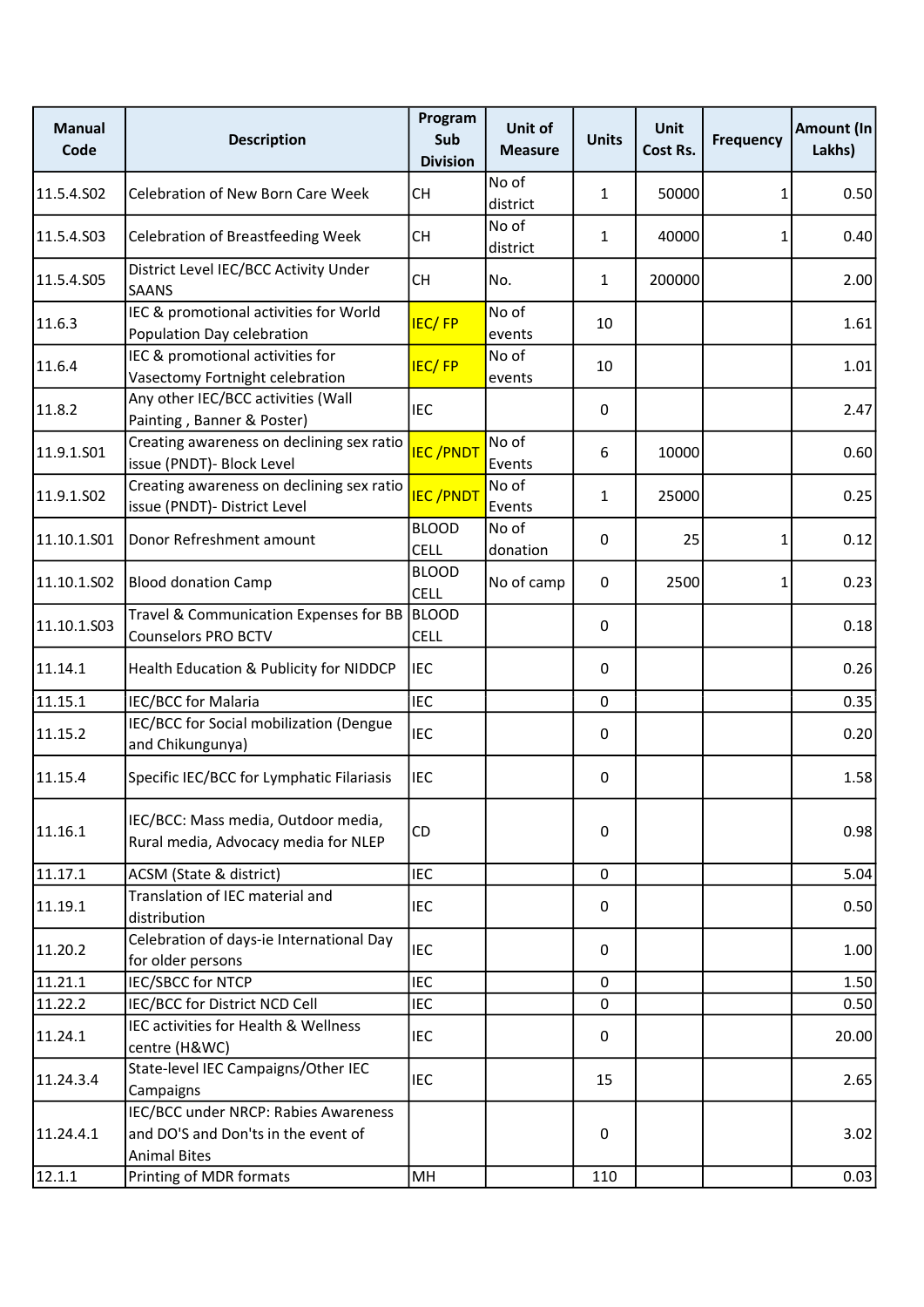| Manual Code | Description | Program Sub Division | Unit of Measure | Units | Unit Cost Rs. | Frequency | Amount (In Lakhs) |
|---|---|---|---|---|---|---|---|
| 11.5.4.S02 | Celebration of New Born Care Week | CH | No of district | 1 | 50000 | 1 | 0.50 |
| 11.5.4.S03 | Celebration of Breastfeeding Week | CH | No of district | 1 | 40000 | 1 | 0.40 |
| 11.5.4.S05 | District Level IEC/BCC Activity Under SAANS | CH | No. | 1 | 200000 | | 2.00 |
| 11.6.3 | IEC & promotional activities for World Population Day celebration | IEC/ FP | No of events | 10 | | | 1.61 |
| 11.6.4 | IEC & promotional activities for Vasectomy Fortnight celebration | IEC/ FP | No of events | 10 | | | 1.01 |
| 11.8.2 | Any other IEC/BCC activities (Wall Painting , Banner & Poster) | IEC | | 0 | | | 2.47 |
| 11.9.1.S01 | Creating awareness on declining sex ratio issue (PNDT)- Block Level | IEC /PNDT | No of Events | 6 | 10000 | | 0.60 |
| 11.9.1.S02 | Creating awareness on declining sex ratio issue (PNDT)- District Level | IEC /PNDT | No of Events | 1 | 25000 | | 0.25 |
| 11.10.1.S01 | Donor Refreshment amount | BLOOD CELL | No of donation | 0 | 25 | 1 | 0.12 |
| 11.10.1.S02 | Blood donation Camp | BLOOD CELL | No of camp | 0 | 2500 | 1 | 0.23 |
| 11.10.1.S03 | Travel & Communication Expenses for BB Counselors PRO BCTV | BLOOD CELL | | 0 | | | 0.18 |
| 11.14.1 | Health Education & Publicity for NIDDCP | IEC | | 0 | | | 0.26 |
| 11.15.1 | IEC/BCC for Malaria | IEC | | 0 | | | 0.35 |
| 11.15.2 | IEC/BCC for Social mobilization (Dengue and Chikungunya) | IEC | | 0 | | | 0.20 |
| 11.15.4 | Specific IEC/BCC for Lymphatic Filariasis | IEC | | 0 | | | 1.58 |
| 11.16.1 | IEC/BCC: Mass media, Outdoor media, Rural media, Advocacy media for NLEP | CD | | 0 | | | 0.98 |
| 11.17.1 | ACSM (State & district) | IEC | | 0 | | | 5.04 |
| 11.19.1 | Translation of IEC material and distribution | IEC | | 0 | | | 0.50 |
| 11.20.2 | Celebration of days-ie International Day for older persons | IEC | | 0 | | | 1.00 |
| 11.21.1 | IEC/SBCC for NTCP | IEC | | 0 | | | 1.50 |
| 11.22.2 | IEC/BCC for District NCD Cell | IEC | | 0 | | | 0.50 |
| 11.24.1 | IEC activities for Health & Wellness centre (H&WC) | IEC | | 0 | | | 20.00 |
| 11.24.3.4 | State-level IEC Campaigns/Other IEC Campaigns | IEC | | 15 | | | 2.65 |
| 11.24.4.1 | IEC/BCC under NRCP: Rabies Awareness and DO'S and Don'ts in the event of Animal Bites | | | 0 | | | 3.02 |
| 12.1.1 | Printing of MDR formats | MH | | 110 | | | 0.03 |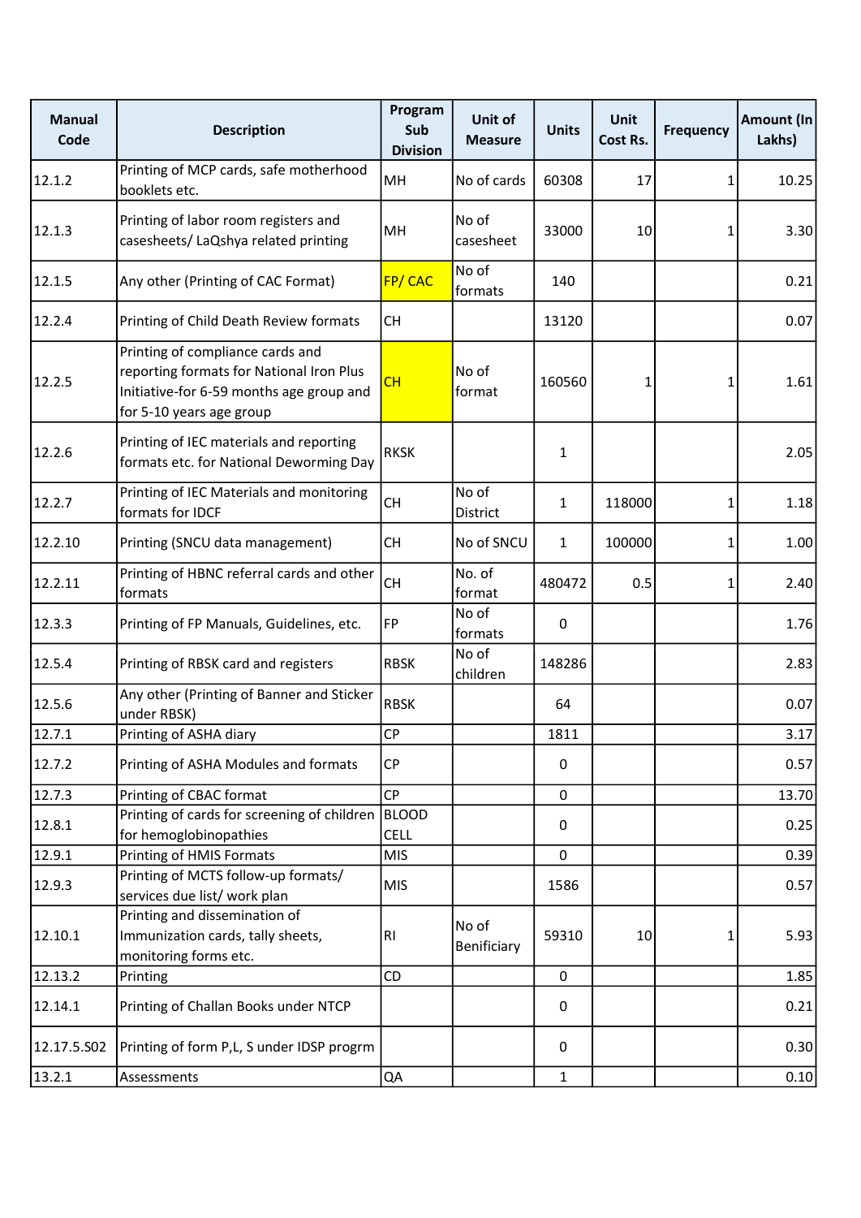| Manual Code | Description | Program Sub Division | Unit of Measure | Units | Unit Cost Rs. | Frequency | Amount (In Lakhs) |
|---|---|---|---|---|---|---|---|
| 12.1.2 | Printing of MCP cards, safe motherhood booklets etc. | MH | No of cards | 60308 | 17 | 1 | 10.25 |
| 12.1.3 | Printing of labor room registers and casesheets/ LaQshya related printing | MH | No of casesheet | 33000 | 10 | 1 | 3.30 |
| 12.1.5 | Any other (Printing of CAC Format) | FP/ CAC | No of formats | 140 | | | 0.21 |
| 12.2.4 | Printing of Child Death Review formats | CH | | 13120 | | | 0.07 |
| 12.2.5 | Printing of compliance cards and reporting formats for National Iron Plus Initiative-for 6-59 months age group and for 5-10 years age group | CH | No of format | 160560 | 1 | 1 | 1.61 |
| 12.2.6 | Printing of IEC materials and reporting formats etc. for National Deworming Day | RKSK | | 1 | | | 2.05 |
| 12.2.7 | Printing of IEC Materials and monitoring formats for IDCF | CH | No of District | 1 | 118000 | 1 | 1.18 |
| 12.2.10 | Printing (SNCU data management) | CH | No of SNCU | 1 | 100000 | 1 | 1.00 |
| 12.2.11 | Printing of HBNC referral cards and other formats | CH | No. of format | 480472 | 0.5 | 1 | 2.40 |
| 12.3.3 | Printing of FP Manuals, Guidelines, etc. | FP | No of formats | 0 | | | 1.76 |
| 12.5.4 | Printing of RBSK card and registers | RBSK | No of children | 148286 | | | 2.83 |
| 12.5.6 | Any other (Printing of Banner and Sticker under RBSK) | RBSK | | 64 | | | 0.07 |
| 12.7.1 | Printing of ASHA diary | CP | | 1811 | | | 3.17 |
| 12.7.2 | Printing of ASHA Modules and formats | CP | | 0 | | | 0.57 |
| 12.7.3 | Printing of CBAC format | CP | | 0 | | | 13.70 |
| 12.8.1 | Printing of cards for screening of children for hemoglobinopathies | BLOOD CELL | | 0 | | | 0.25 |
| 12.9.1 | Printing of HMIS Formats | MIS | | 0 | | | 0.39 |
| 12.9.3 | Printing of MCTS follow-up formats/ services due list/ work plan | MIS | | 1586 | | | 0.57 |
| 12.10.1 | Printing and dissemination of Immunization cards, tally sheets, monitoring forms etc. | RI | No of Benificiary | 59310 | 10 | 1 | 5.93 |
| 12.13.2 | Printing | CD | | 0 | | | 1.85 |
| 12.14.1 | Printing of Challan Books under NTCP | | | 0 | | | 0.21 |
| 12.17.5.S02 | Printing of form P,L, S under IDSP progrm | | | 0 | | | 0.30 |
| 13.2.1 | Assessments | QA | | 1 | | | 0.10 |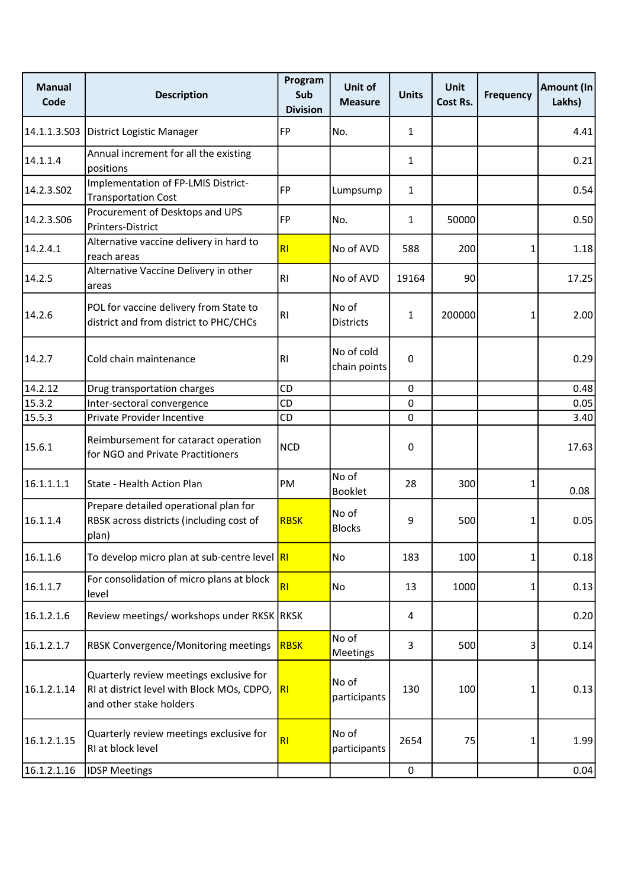| Manual Code | Description | Program Sub Division | Unit of Measure | Units | Unit Cost Rs. | Frequency | Amount (In Lakhs) |
|---|---|---|---|---|---|---|---|
| 14.1.1.3.S03 | District Logistic Manager | FP | No. | 1 | | | 4.41 |
| 14.1.1.4 | Annual increment for all the existing positions | | | 1 | | | 0.21 |
| 14.2.3.S02 | Implementation of FP-LMIS District-Transportation Cost | FP | Lumpsump | 1 | | | 0.54 |
| 14.2.3.S06 | Procurement of Desktops and UPS Printers-District | FP | No. | 1 | 50000 | | 0.50 |
| 14.2.4.1 | Alternative vaccine delivery in hard to reach areas | RI | No of AVD | 588 | 200 | 1 | 1.18 |
| 14.2.5 | Alternative Vaccine Delivery in other areas | RI | No of AVD | 19164 | 90 | | 17.25 |
| 14.2.6 | POL for vaccine delivery from State to district and from district to PHC/CHCs | RI | No of Districts | 1 | 200000 | 1 | 2.00 |
| 14.2.7 | Cold chain maintenance | RI | No of cold chain points | 0 | | | 0.29 |
| 14.2.12 | Drug transportation charges | CD | | 0 | | | 0.48 |
| 15.3.2 | Inter-sectoral convergence | CD | | 0 | | | 0.05 |
| 15.5.3 | Private Provider Incentive | CD | | 0 | | | 3.40 |
| 15.6.1 | Reimbursement for cataract operation for NGO and Private Practitioners | NCD | | 0 | | | 17.63 |
| 16.1.1.1.1 | State - Health Action Plan | PM | No of Booklet | 28 | 300 | 1 | 0.08 |
| 16.1.1.4 | Prepare detailed operational plan for RBSK across districts (including cost of plan) | RBSK | No of Blocks | 9 | 500 | 1 | 0.05 |
| 16.1.1.6 | To develop micro plan at sub-centre level | RI | No | 183 | 100 | 1 | 0.18 |
| 16.1.1.7 | For consolidation of micro plans at block level | RI | No | 13 | 1000 | 1 | 0.13 |
| 16.1.2.1.6 | Review meetings/ workshops under RKSK | RKSK | | 4 | | | 0.20 |
| 16.1.2.1.7 | RBSK Convergence/Monitoring meetings | RBSK | No of Meetings | 3 | 500 | 3 | 0.14 |
| 16.1.2.1.14 | Quarterly review meetings exclusive for RI at district level with Block MOs, CDPO, and other stake holders | RI | No of participants | 130 | 100 | 1 | 0.13 |
| 16.1.2.1.15 | Quarterly review meetings exclusive for RI at block level | RI | No of participants | 2654 | 75 | 1 | 1.99 |
| 16.1.2.1.16 | IDSP Meetings | | | 0 | | | 0.04 |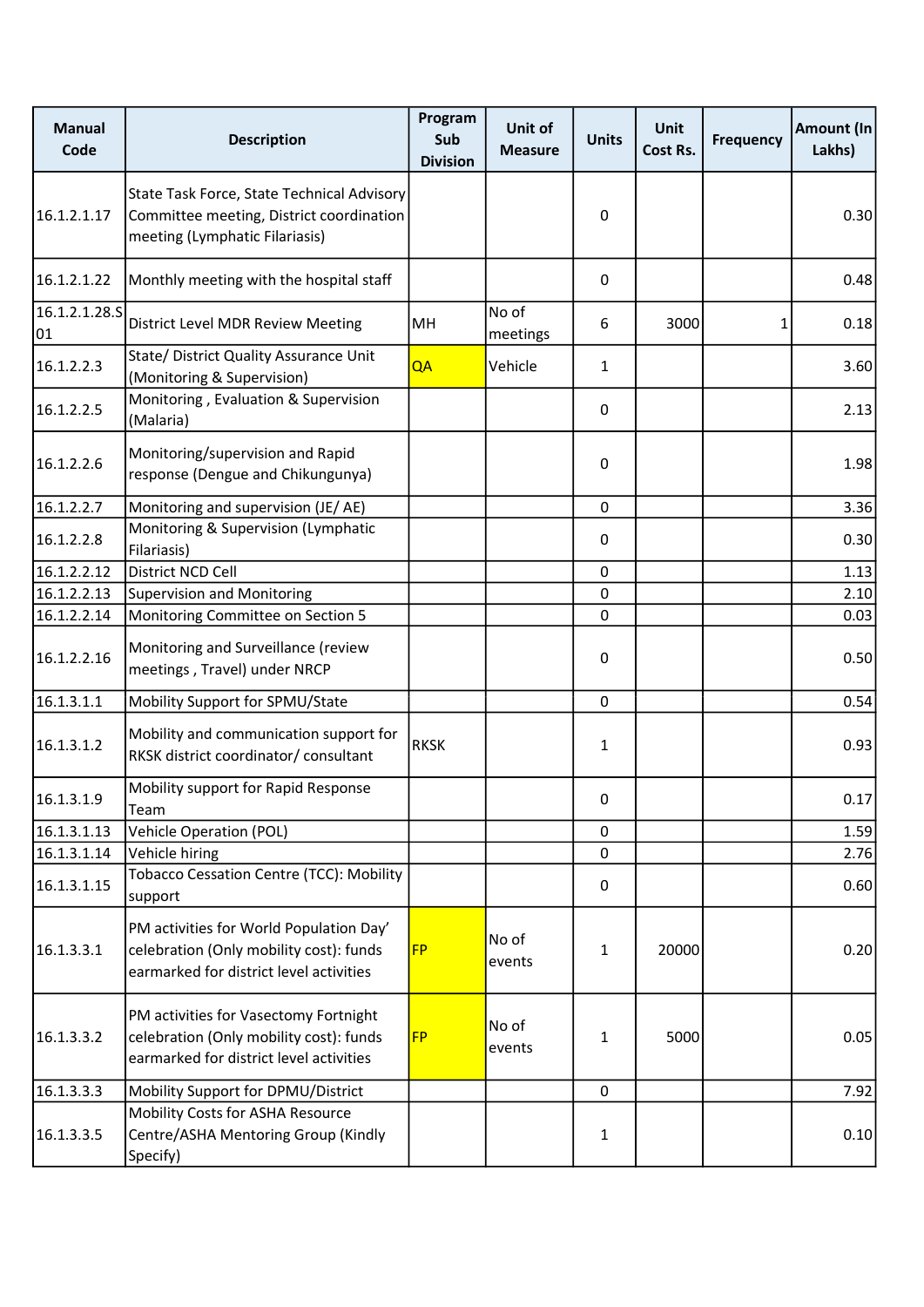| Manual Code | Description | Program Sub Division | Unit of Measure | Units | Unit Cost Rs. | Frequency | Amount (In Lakhs) |
|---|---|---|---|---|---|---|---|
| 16.1.2.1.17 | State Task Force, State Technical Advisory Committee meeting, District coordination meeting (Lymphatic Filariasis) | | | 0 | | | 0.30 |
| 16.1.2.1.22 | Monthly meeting with the hospital staff | | | 0 | | | 0.48 |
| 16.1.2.1.28.S01 | District Level MDR Review Meeting | MH | No of meetings | 6 | 3000 | 1 | 0.18 |
| 16.1.2.2.3 | State/ District Quality Assurance Unit (Monitoring & Supervision) | QA | Vehicle | 1 | | | 3.60 |
| 16.1.2.2.5 | Monitoring , Evaluation & Supervision (Malaria) | | | 0 | | | 2.13 |
| 16.1.2.2.6 | Monitoring/supervision and Rapid response (Dengue and Chikungunya) | | | 0 | | | 1.98 |
| 16.1.2.2.7 | Monitoring and supervision (JE/ AE) | | | 0 | | | 3.36 |
| 16.1.2.2.8 | Monitoring & Supervision (Lymphatic Filariasis) | | | 0 | | | 0.30 |
| 16.1.2.2.12 | District NCD Cell | | | 0 | | | 1.13 |
| 16.1.2.2.13 | Supervision and Monitoring | | | 0 | | | 2.10 |
| 16.1.2.2.14 | Monitoring Committee on Section 5 | | | 0 | | | 0.03 |
| 16.1.2.2.16 | Monitoring and Surveillance (review meetings , Travel) under NRCP | | | 0 | | | 0.50 |
| 16.1.3.1.1 | Mobility Support for SPMU/State | | | 0 | | | 0.54 |
| 16.1.3.1.2 | Mobility and communication support for RKSK district coordinator/ consultant | RKSK | | 1 | | | 0.93 |
| 16.1.3.1.9 | Mobility support for Rapid Response Team | | | 0 | | | 0.17 |
| 16.1.3.1.13 | Vehicle Operation (POL) | | | 0 | | | 1.59 |
| 16.1.3.1.14 | Vehicle hiring | | | 0 | | | 2.76 |
| 16.1.3.1.15 | Tobacco Cessation Centre (TCC): Mobility support | | | 0 | | | 0.60 |
| 16.1.3.3.1 | PM activities for World Population Day' celebration (Only mobility cost): funds earmarked for district level activities | FP | No of events | 1 | 20000 | | 0.20 |
| 16.1.3.3.2 | PM activities for Vasectomy Fortnight celebration (Only mobility cost): funds earmarked for district level activities | FP | No of events | 1 | 5000 | | 0.05 |
| 16.1.3.3.3 | Mobility Support for DPMU/District | | | 0 | | | 7.92 |
| 16.1.3.3.5 | Mobility Costs for ASHA Resource Centre/ASHA Mentoring Group (Kindly Specify) | | | 1 | | | 0.10 |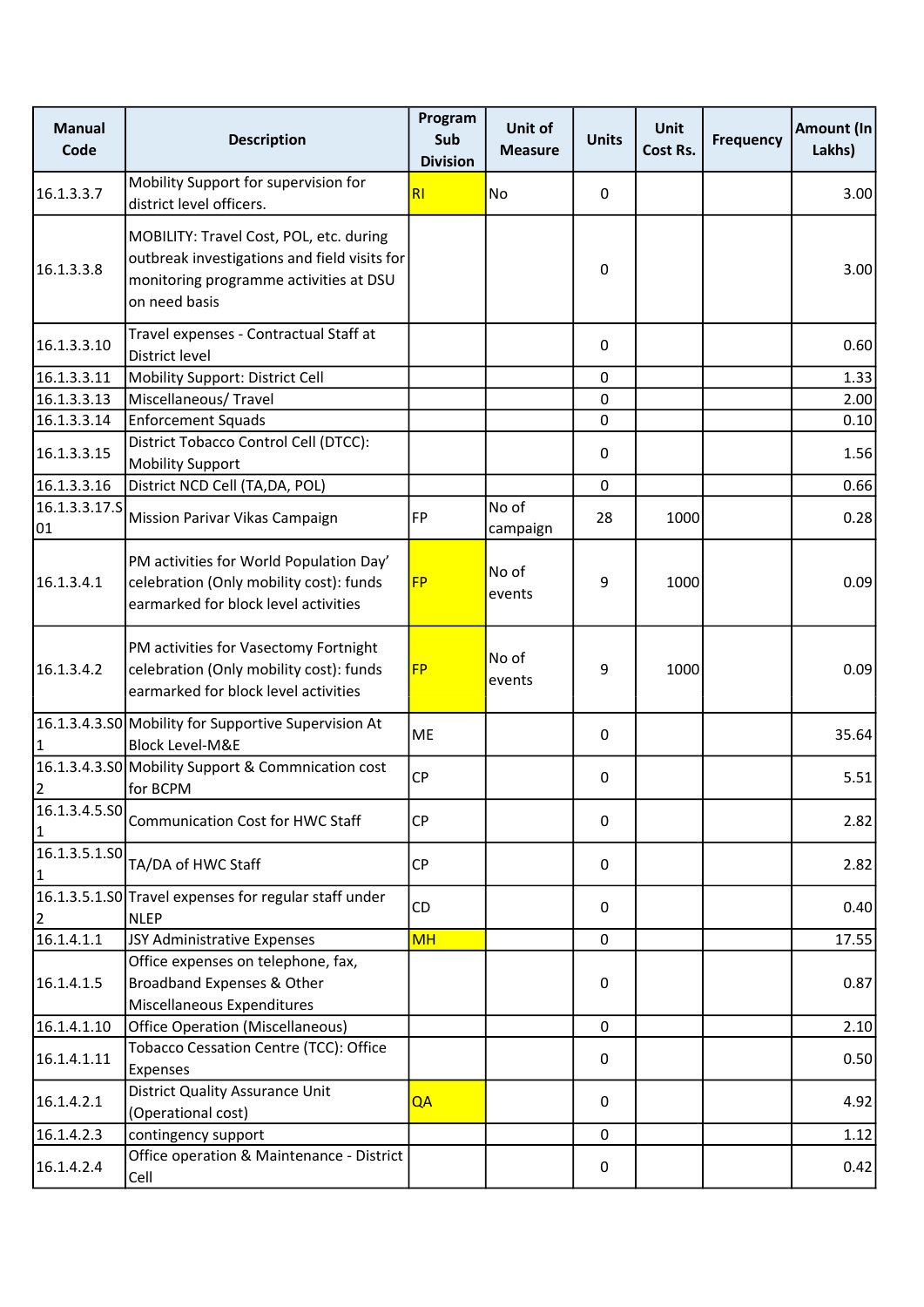| Manual Code | Description | Program Sub Division | Unit of Measure | Units | Unit Cost Rs. | Frequency | Amount (In Lakhs) |
|---|---|---|---|---|---|---|---|
| 16.1.3.3.7 | Mobility Support for supervision for district level officers. | RI | No | 0 | | | 3.00 |
| 16.1.3.3.8 | MOBILITY: Travel Cost, POL, etc. during outbreak investigations and field visits for monitoring programme activities at DSU on need basis | | | 0 | | | 3.00 |
| 16.1.3.3.10 | Travel expenses - Contractual Staff at District level | | | 0 | | | 0.60 |
| 16.1.3.3.11 | Mobility Support: District Cell | | | 0 | | | 1.33 |
| 16.1.3.3.13 | Miscellaneous/ Travel | | | 0 | | | 2.00 |
| 16.1.3.3.14 | Enforcement Squads | | | 0 | | | 0.10 |
| 16.1.3.3.15 | District Tobacco Control Cell (DTCC): Mobility Support | | | 0 | | | 1.56 |
| 16.1.3.3.16 | District NCD Cell (TA,DA, POL) | | | 0 | | | 0.66 |
| 16.1.3.3.17.S01 | Mission Parivar Vikas Campaign | FP | No of campaign | 28 | 1000 | | 0.28 |
| 16.1.3.4.1 | PM activities for World Population Day' celebration (Only mobility cost): funds earmarked for block level activities | FP | No of events | 9 | 1000 | | 0.09 |
| 16.1.3.4.2 | PM activities for Vasectomy Fortnight celebration (Only mobility cost): funds earmarked for block level activities | FP | No of events | 9 | 1000 | | 0.09 |
| 16.1.3.4.3.S01 | Mobility for Supportive Supervision At Block Level-M&E | ME | | 0 | | | 35.64 |
| 16.1.3.4.3.S02 | Mobility Support & Commnication cost for BCPM | CP | | 0 | | | 5.51 |
| 16.1.3.4.5.S01 | Communication Cost for HWC Staff | CP | | 0 | | | 2.82 |
| 16.1.3.5.1.S01 | TA/DA of HWC Staff | CP | | 0 | | | 2.82 |
| 16.1.3.5.1.S02 | Travel expenses for regular staff under NLEP | CD | | 0 | | | 0.40 |
| 16.1.4.1.1 | JSY Administrative Expenses | MH | | 0 | | | 17.55 |
| 16.1.4.1.5 | Office expenses on telephone, fax, Broadband Expenses & Other Miscellaneous Expenditures | | | 0 | | | 0.87 |
| 16.1.4.1.10 | Office Operation (Miscellaneous) | | | 0 | | | 2.10 |
| 16.1.4.1.11 | Tobacco Cessation Centre (TCC): Office Expenses | | | 0 | | | 0.50 |
| 16.1.4.2.1 | District Quality Assurance Unit (Operational cost) | QA | | 0 | | | 4.92 |
| 16.1.4.2.3 | contingency support | | | 0 | | | 1.12 |
| 16.1.4.2.4 | Office operation & Maintenance - District Cell | | | 0 | | | 0.42 |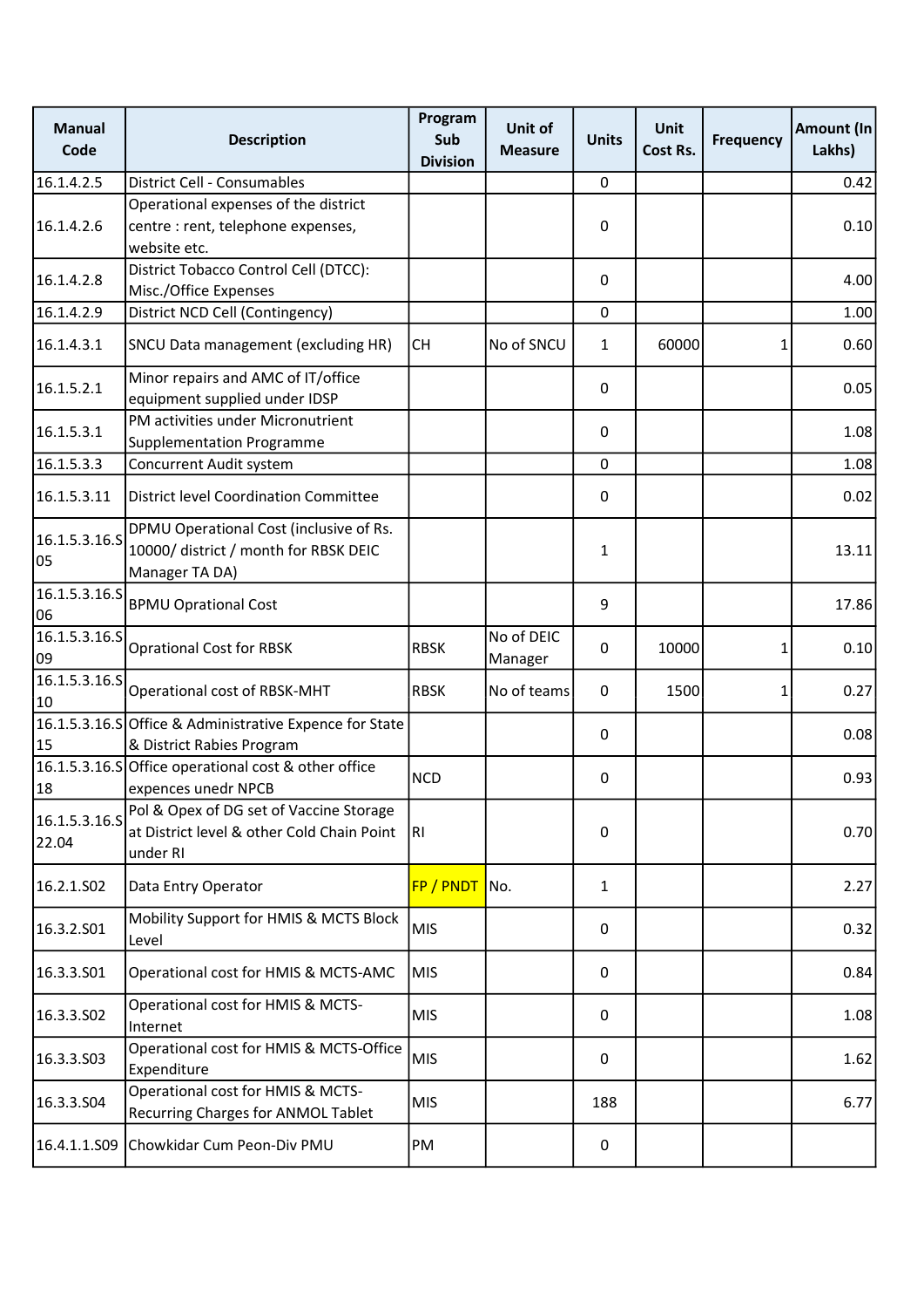| Manual Code | Description | Program Sub Division | Unit of Measure | Units | Unit Cost Rs. | Frequency | Amount (In Lakhs) |
|---|---|---|---|---|---|---|---|
| 16.1.4.2.5 | District Cell - Consumables | | | 0 | | | 0.42 |
| 16.1.4.2.6 | Operational expenses of the district centre : rent, telephone expenses, website etc. | | | 0 | | | 0.10 |
| 16.1.4.2.8 | District Tobacco Control Cell (DTCC): Misc./Office Expenses | | | 0 | | | 4.00 |
| 16.1.4.2.9 | District NCD Cell (Contingency) | | | 0 | | | 1.00 |
| 16.1.4.3.1 | SNCU Data management (excluding HR) | CH | No of SNCU | 1 | 60000 | 1 | 0.60 |
| 16.1.5.2.1 | Minor repairs and AMC of IT/office equipment supplied under IDSP | | | 0 | | | 0.05 |
| 16.1.5.3.1 | PM activities under Micronutrient Supplementation Programme | | | 0 | | | 1.08 |
| 16.1.5.3.3 | Concurrent Audit system | | | 0 | | | 1.08 |
| 16.1.5.3.11 | District level Coordination Committee | | | 0 | | | 0.02 |
| 16.1.5.3.16.S05 | DPMU Operational Cost (inclusive of Rs. 10000/ district / month for RBSK DEIC Manager TA DA) | | | 1 | | | 13.11 |
| 16.1.5.3.16.S06 | BPMU Oprational Cost | | | 9 | | | 17.86 |
| 16.1.5.3.16.S09 | Oprational Cost for RBSK | RBSK | No of DEIC Manager | 0 | 10000 | 1 | 0.10 |
| 16.1.5.3.16.S10 | Operational cost of RBSK-MHT | RBSK | No of teams | 0 | 1500 | 1 | 0.27 |
| 16.1.5.3.16.S15 | Office & Administrative Expence for State & District Rabies Program | | | 0 | | | 0.08 |
| 16.1.5.3.16.S18 | Office operational cost & other office expences unedr NPCB | NCD | | 0 | | | 0.93 |
| 16.1.5.3.16.S22.04 | Pol & Opex of DG set of Vaccine Storage at District level & other Cold Chain Point under RI | RI | | 0 | | | 0.70 |
| 16.2.1.S02 | Data Entry Operator | FP / PNDT | No. | 1 | | | 2.27 |
| 16.3.2.S01 | Mobility Support for HMIS & MCTS Block Level | MIS | | 0 | | | 0.32 |
| 16.3.3.S01 | Operational cost for HMIS & MCTS-AMC | MIS | | 0 | | | 0.84 |
| 16.3.3.S02 | Operational cost for HMIS & MCTS-Internet | MIS | | 0 | | | 1.08 |
| 16.3.3.S03 | Operational cost for HMIS & MCTS-Office Expenditure | MIS | | 0 | | | 1.62 |
| 16.3.3.S04 | Operational cost for HMIS & MCTS-Recurring Charges for ANMOL Tablet | MIS | | 188 | | | 6.77 |
| 16.4.1.1.S09 | Chowkidar Cum Peon-Div PMU | PM | | 0 | | | |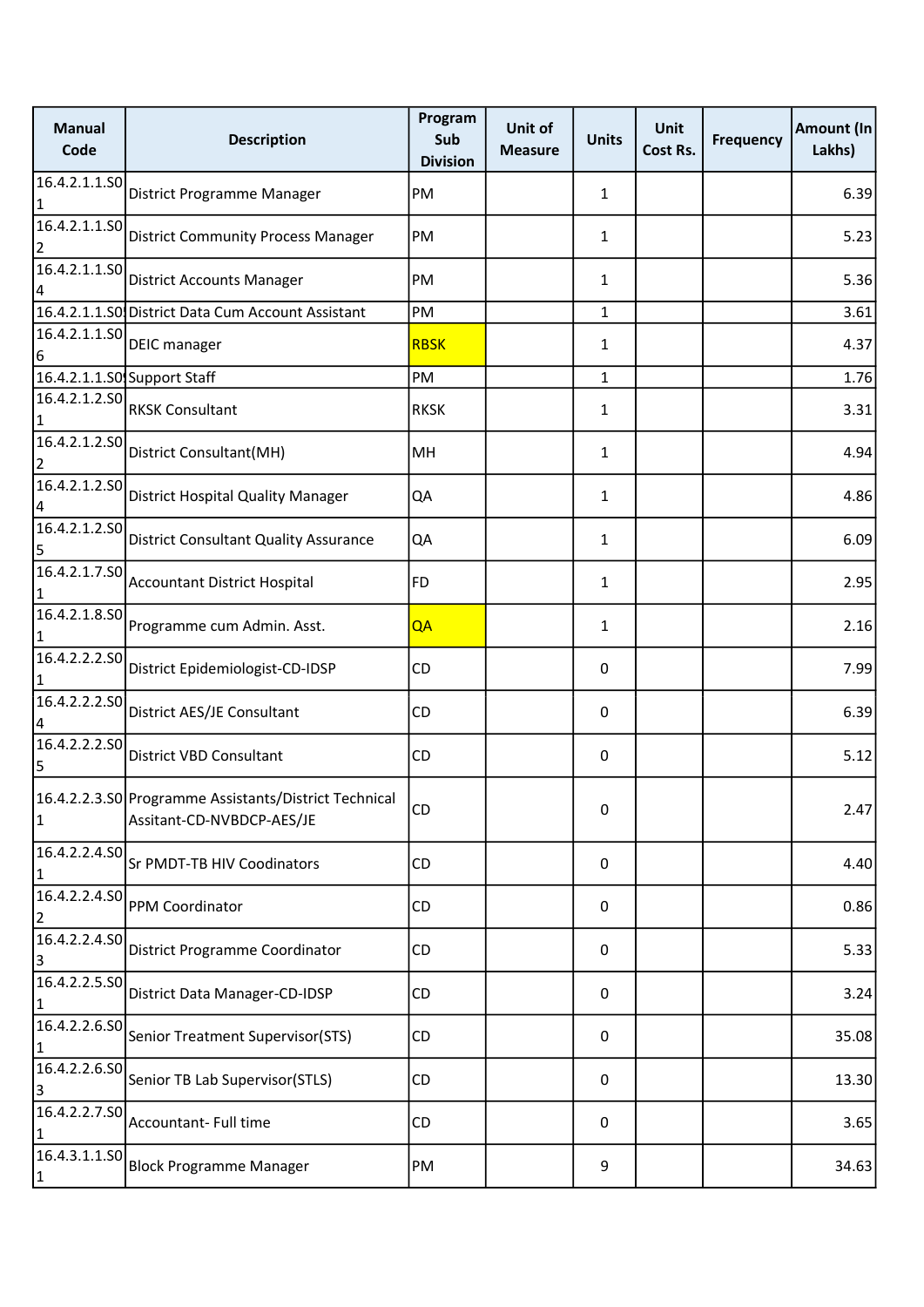| Manual Code | Description | Program Sub Division | Unit of Measure | Units | Unit Cost Rs. | Frequency | Amount (In Lakhs) |
|---|---|---|---|---|---|---|---|
| 16.4.2.1.1.S01 | District Programme Manager | PM | | 1 | | | 6.39 |
| 16.4.2.1.1.S02 | District Community Process Manager | PM | | 1 | | | 5.23 |
| 16.4.2.1.1.S04 | District Accounts Manager | PM | | 1 | | | 5.36 |
| 16.4.2.1.1.S05 | District Data Cum Account Assistant | PM | | 1 | | | 3.61 |
| 16.4.2.1.1.S06 | DEIC manager | RBSK | | 1 | | | 4.37 |
| 16.4.2.1.1.S09 | Support Staff | PM | | 1 | | | 1.76 |
| 16.4.2.1.2.S01 | RKSK Consultant | RKSK | | 1 | | | 3.31 |
| 16.4.2.1.2.S02 | District Consultant(MH) | MH | | 1 | | | 4.94 |
| 16.4.2.1.2.S04 | District Hospital Quality Manager | QA | | 1 | | | 4.86 |
| 16.4.2.1.2.S05 | District Consultant Quality Assurance | QA | | 1 | | | 6.09 |
| 16.4.2.1.7.S01 | Accountant District Hospital | FD | | 1 | | | 2.95 |
| 16.4.2.1.8.S01 | Programme cum Admin. Asst. | QA | | 1 | | | 2.16 |
| 16.4.2.2.2.S01 | District Epidemiologist-CD-IDSP | CD | | 0 | | | 7.99 |
| 16.4.2.2.2.S04 | District AES/JE Consultant | CD | | 0 | | | 6.39 |
| 16.4.2.2.2.S05 | District VBD Consultant | CD | | 0 | | | 5.12 |
| 16.4.2.2.3.S01 | Programme Assistants/District Technical Assitant-CD-NVBDCP-AES/JE | CD | | 0 | | | 2.47 |
| 16.4.2.2.4.S01 | Sr PMDT-TB HIV Coodinators | CD | | 0 | | | 4.40 |
| 16.4.2.2.4.S02 | PPM Coordinator | CD | | 0 | | | 0.86 |
| 16.4.2.2.4.S03 | District Programme Coordinator | CD | | 0 | | | 5.33 |
| 16.4.2.2.5.S01 | District Data Manager-CD-IDSP | CD | | 0 | | | 3.24 |
| 16.4.2.2.6.S01 | Senior Treatment Supervisor(STS) | CD | | 0 | | | 35.08 |
| 16.4.2.2.6.S03 | Senior TB Lab Supervisor(STLS) | CD | | 0 | | | 13.30 |
| 16.4.2.2.7.S01 | Accountant- Full time | CD | | 0 | | | 3.65 |
| 16.4.3.1.1.S01 | Block Programme Manager | PM | | 9 | | | 34.63 |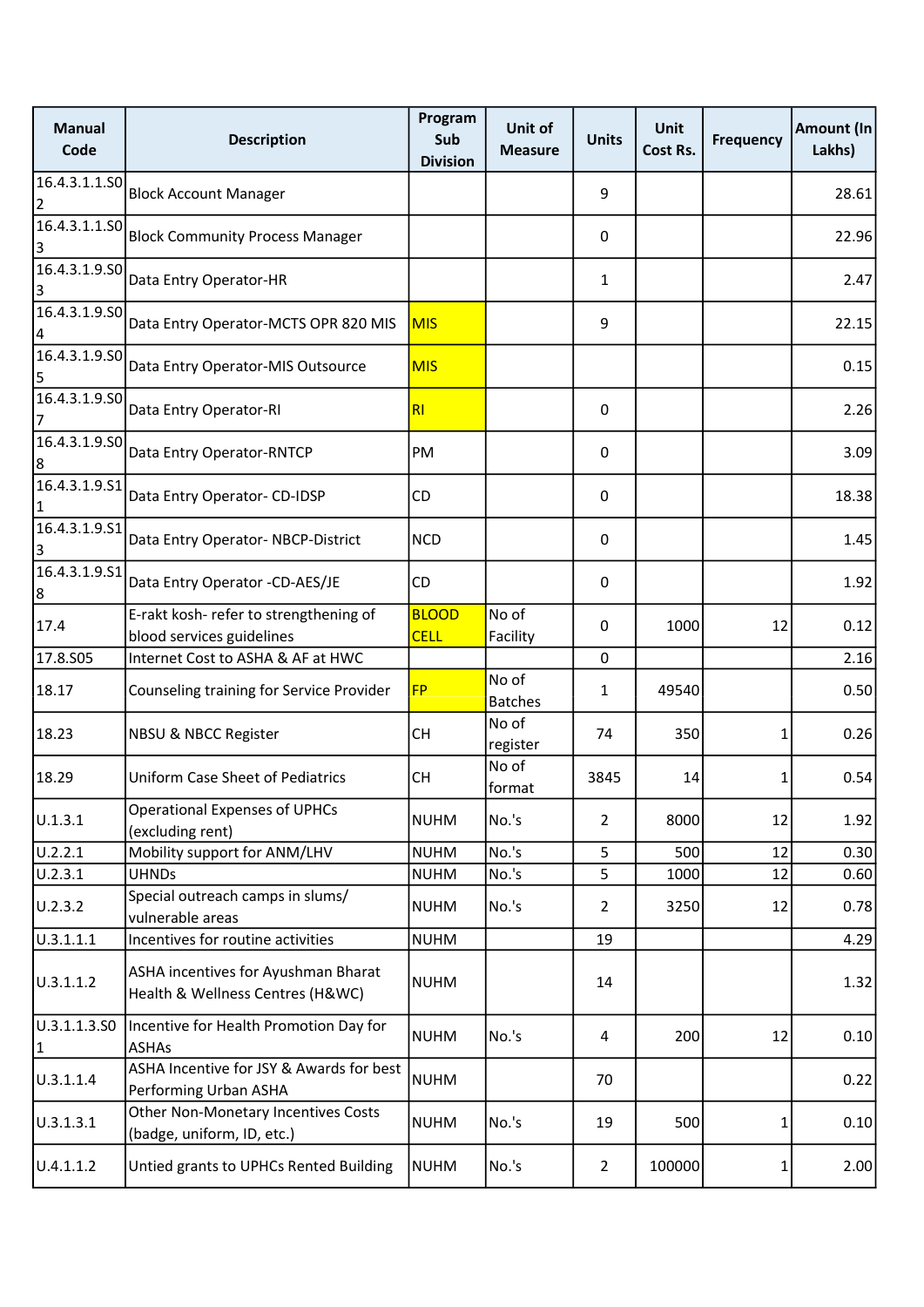| Manual Code | Description | Program Sub Division | Unit of Measure | Units | Unit Cost Rs. | Frequency | Amount (In Lakhs) |
|---|---|---|---|---|---|---|---|
| 16.4.3.1.1.S02 | Block Account Manager | | | 9 | | | 28.61 |
| 16.4.3.1.1.S03 | Block Community Process Manager | | | 0 | | | 22.96 |
| 16.4.3.1.9.S03 | Data Entry Operator-HR | | | 1 | | | 2.47 |
| 16.4.3.1.9.S04 | Data Entry Operator-MCTS OPR 820 MIS | MIS | | 9 | | | 22.15 |
| 16.4.3.1.9.S05 | Data Entry Operator-MIS Outsource | MIS | | | | | 0.15 |
| 16.4.3.1.9.S07 | Data Entry Operator-RI | RI | | 0 | | | 2.26 |
| 16.4.3.1.9.S08 | Data Entry Operator-RNTCP | PM | | 0 | | | 3.09 |
| 16.4.3.1.9.S11 | Data Entry Operator- CD-IDSP | CD | | 0 | | | 18.38 |
| 16.4.3.1.9.S13 | Data Entry Operator- NBCP-District | NCD | | 0 | | | 1.45 |
| 16.4.3.1.9.S18 | Data Entry Operator -CD-AES/JE | CD | | 0 | | | 1.92 |
| 17.4 | E-rakt kosh- refer to strengthening of blood services guidelines | BLOOD CELL | No of Facility | 0 | 1000 | 12 | 0.12 |
| 17.8.S05 | Internet Cost to ASHA & AF at HWC | | | 0 | | | 2.16 |
| 18.17 | Counseling training for Service Provider | FP | No of Batches | 1 | 49540 | | 0.50 |
| 18.23 | NBSU & NBCC Register | CH | No of register | 74 | 350 | 1 | 0.26 |
| 18.29 | Uniform Case Sheet of Pediatrics | CH | No of format | 3845 | 14 | 1 | 0.54 |
| U.1.3.1 | Operational Expenses of UPHCs (excluding rent) | NUHM | No.'s | 2 | 8000 | 12 | 1.92 |
| U.2.2.1 | Mobility support for ANM/LHV | NUHM | No.'s | 5 | 500 | 12 | 0.30 |
| U.2.3.1 | UHNDs | NUHM | No.'s | 5 | 1000 | 12 | 0.60 |
| U.2.3.2 | Special outreach camps in slums/ vulnerable areas | NUHM | No.'s | 2 | 3250 | 12 | 0.78 |
| U.3.1.1.1 | Incentives for routine activities | NUHM | | 19 | | | 4.29 |
| U.3.1.1.2 | ASHA incentives for Ayushman Bharat Health & Wellness Centres (H&WC) | NUHM | | 14 | | | 1.32 |
| U.3.1.1.3.S01 | Incentive for Health Promotion Day for ASHAs | NUHM | No.'s | 4 | 200 | 12 | 0.10 |
| U.3.1.1.4 | ASHA Incentive for JSY & Awards for best Performing Urban ASHA | NUHM | | 70 | | | 0.22 |
| U.3.1.3.1 | Other Non-Monetary Incentives Costs (badge, uniform, ID, etc.) | NUHM | No.'s | 19 | 500 | 1 | 0.10 |
| U.4.1.1.2 | Untied grants to UPHCs Rented Building | NUHM | No.'s | 2 | 100000 | 1 | 2.00 |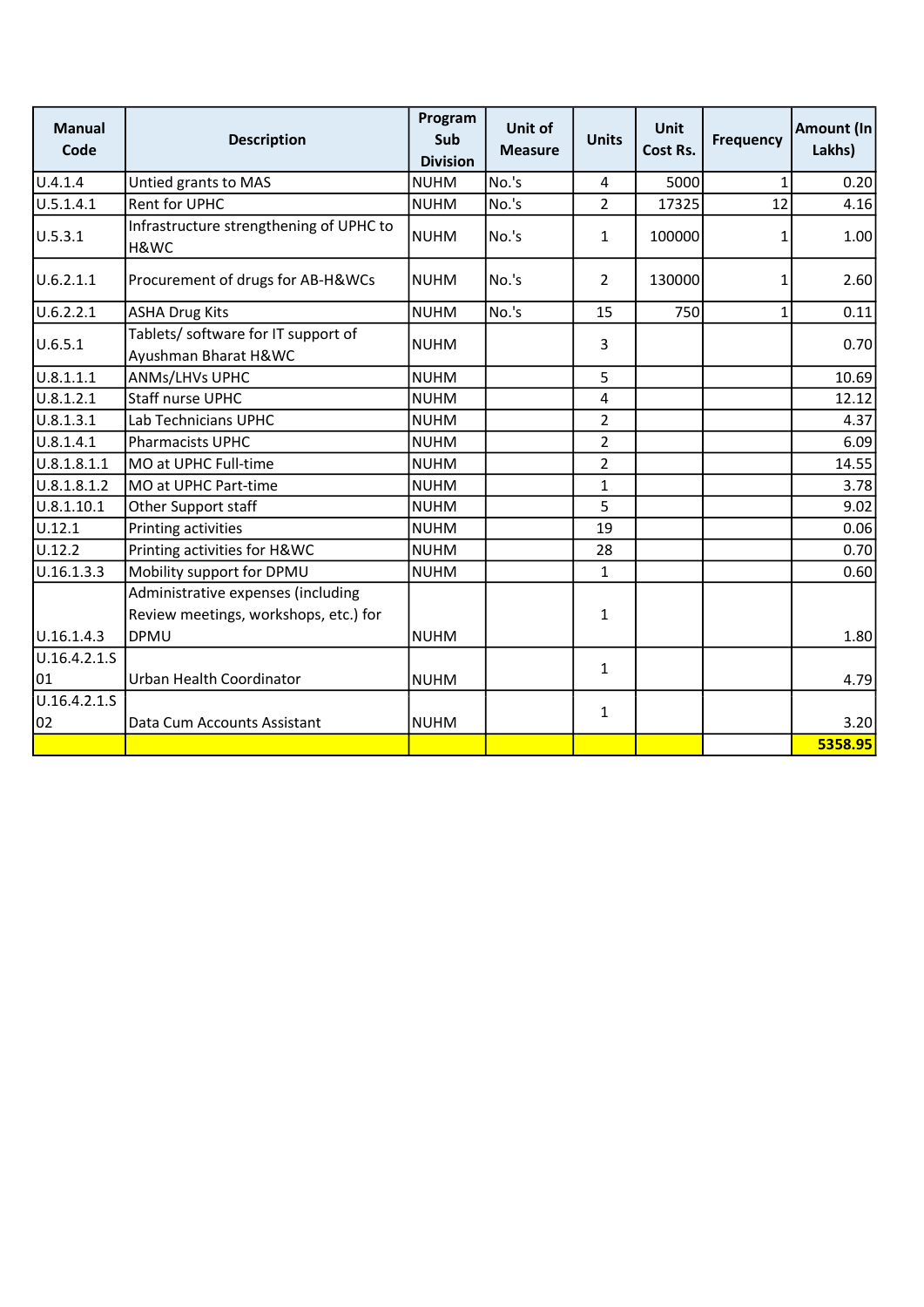| Manual Code | Description | Program Sub Division | Unit of Measure | Units | Unit Cost Rs. | Frequency | Amount (In Lakhs) |
|---|---|---|---|---|---|---|---|
| U.4.1.4 | Untied grants to MAS | NUHM | No.'s | 4 | 5000 | 1 | 0.20 |
| U.5.1.4.1 | Rent for UPHC | NUHM | No.'s | 2 | 17325 | 12 | 4.16 |
| U.5.3.1 | Infrastructure strengthening of UPHC to H&WC | NUHM | No.'s | 1 | 100000 | 1 | 1.00 |
| U.6.2.1.1 | Procurement of drugs for AB-H&WCs | NUHM | No.'s | 2 | 130000 | 1 | 2.60 |
| U.6.2.2.1 | ASHA Drug Kits | NUHM | No.'s | 15 | 750 | 1 | 0.11 |
| U.6.5.1 | Tablets/ software for IT support of Ayushman Bharat H&WC | NUHM | | 3 | | | 0.70 |
| U.8.1.1.1 | ANMs/LHVs UPHC | NUHM | | 5 | | | 10.69 |
| U.8.1.2.1 | Staff nurse UPHC | NUHM | | 4 | | | 12.12 |
| U.8.1.3.1 | Lab Technicians UPHC | NUHM | | 2 | | | 4.37 |
| U.8.1.4.1 | Pharmacists UPHC | NUHM | | 2 | | | 6.09 |
| U.8.1.8.1.1 | MO at UPHC Full-time | NUHM | | 2 | | | 14.55 |
| U.8.1.8.1.2 | MO at UPHC Part-time | NUHM | | 1 | | | 3.78 |
| U.8.1.10.1 | Other Support staff | NUHM | | 5 | | | 9.02 |
| U.12.1 | Printing activities | NUHM | | 19 | | | 0.06 |
| U.12.2 | Printing activities for H&WC | NUHM | | 28 | | | 0.70 |
| U.16.1.3.3 | Mobility support for DPMU | NUHM | | 1 | | | 0.60 |
| U.16.1.4.3 | Administrative expenses (including Review meetings, workshops, etc.) for DPMU | NUHM | | 1 | | | 1.80 |
| U.16.4.2.1.S01 | Urban Health Coordinator | NUHM | | 1 | | | 4.79 |
| U.16.4.2.1.S02 | Data Cum Accounts Assistant | NUHM | | 1 | | | 3.20 |
| | | | | | | | **5358.95** |